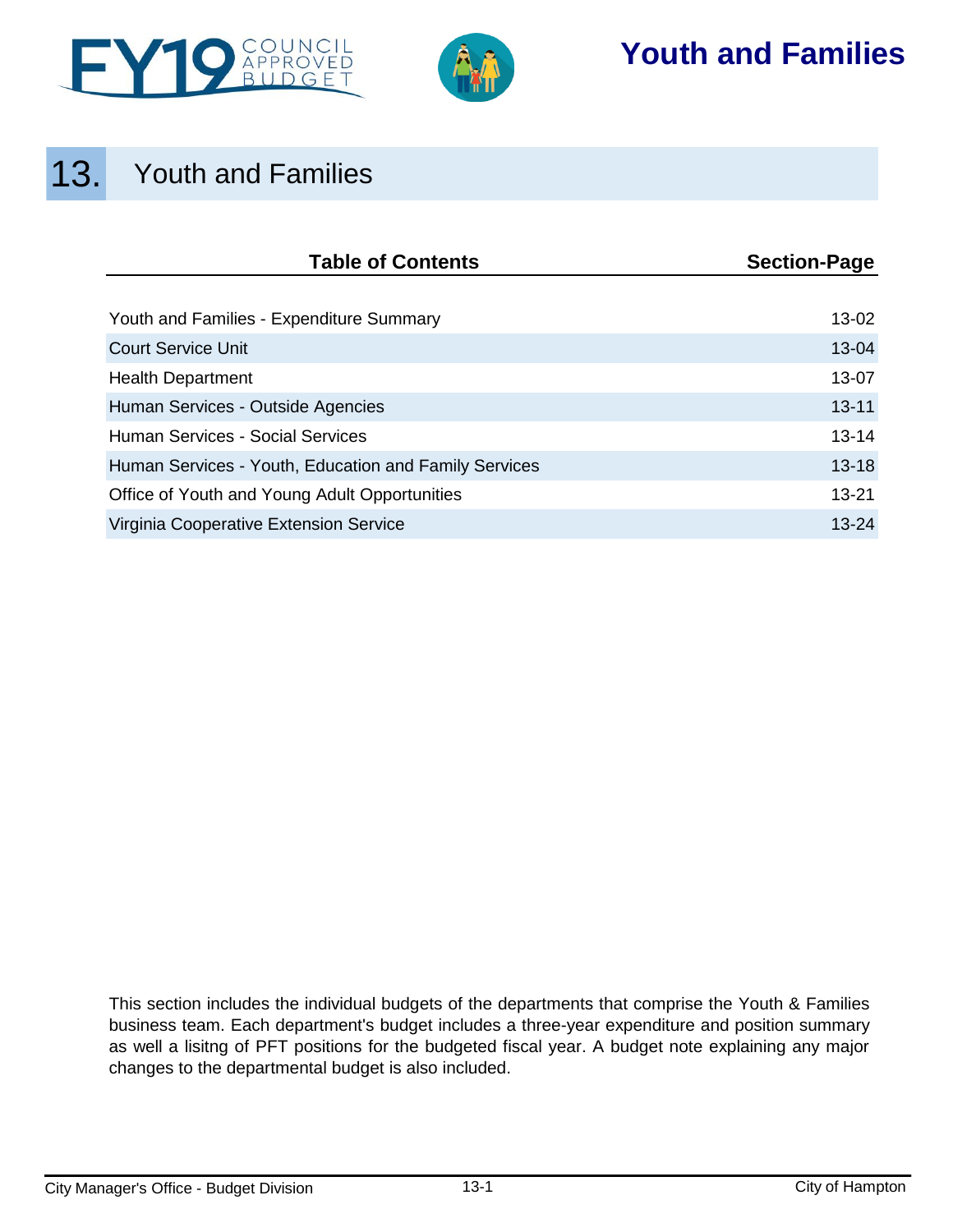# 13. Youth and Families

| Table of Contents | Section-Page |
| --- | --- |
| Youth and Families - Expenditure Summary | 13-02 |
| Court Service Unit | 13-04 |
| Health Department | 13-07 |
| Human Services - Outside Agencies | 13-11 |
| Human Services - Social Services | 13-14 |
| Human Services - Youth, Education and Family Services | 13-18 |
| Office of Youth and Young Adult Opportunities | 13-21 |
| Virginia Cooperative Extension Service | 13-24 |

This section includes the individual budgets of the departments that comprise the Youth & Families business team. Each department's budget includes a three-year expenditure and position summary as well a lisitng of PFT positions for the budgeted fiscal year. A budget note explaining any major changes to the departmental budget is also included.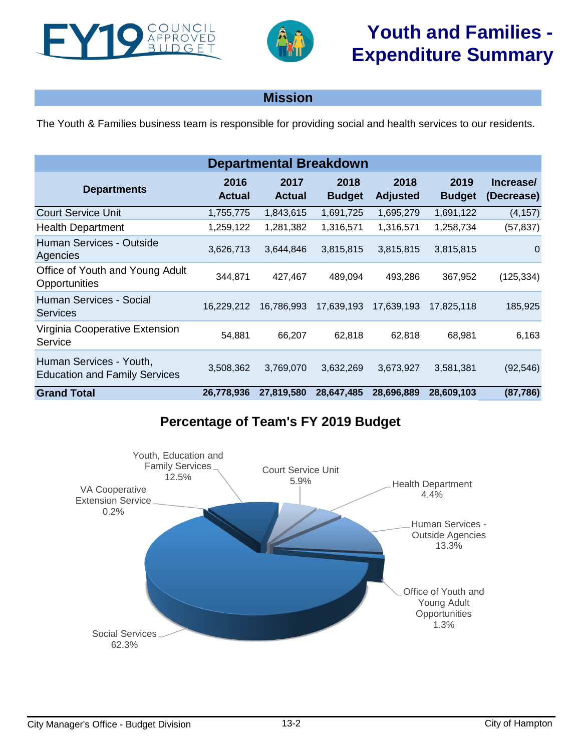# Youth and Families - Expenditure Summary

## Mission

The Youth & Families business team is responsible for providing social and health services to our residents.

## Departmental Breakdown

| Departments | 2016 Actual | 2017 Actual | 2018 Budget | 2018 Adjusted | 2019 Budget | Increase/ (Decrease) |
|---|---|---|---|---|---|---|
| Court Service Unit | 1,755,775 | 1,843,615 | 1,691,725 | 1,695,279 | 1,691,122 | (4,157) |
| Health Department | 1,259,122 | 1,281,382 | 1,316,571 | 1,316,571 | 1,258,734 | (57,837) |
| Human Services - Outside Agencies | 3,626,713 | 3,644,846 | 3,815,815 | 3,815,815 | 3,815,815 | 0 |
| Office of Youth and Young Adult Opportunities | 344,871 | 427,467 | 489,094 | 493,286 | 367,952 | (125,334) |
| Human Services - Social Services | 16,229,212 | 16,786,993 | 17,639,193 | 17,639,193 | 17,825,118 | 185,925 |
| Virginia Cooperative Extension Service | 54,881 | 66,207 | 62,818 | 62,818 | 68,981 | 6,163 |
| Human Services - Youth, Education and Family Services | 3,508,362 | 3,769,070 | 3,632,269 | 3,673,927 | 3,581,381 | (92,546) |
| **Grand Total** | **26,778,936** | **27,819,580** | **28,647,485** | **28,696,889** | **28,609,103** | **(87,786)** |

## Percentage of Team's FY 2019 Budget

- Social Services: 62.3%
- Human Services - Outside Agencies: 13.3%
- Youth, Education and Family Services: 12.5%
- Court Service Unit: 5.9%
- Health Department: 4.4%
- Office of Youth and Young Adult Opportunities: 1.3%
- VA Cooperative Extension Service: 0.2%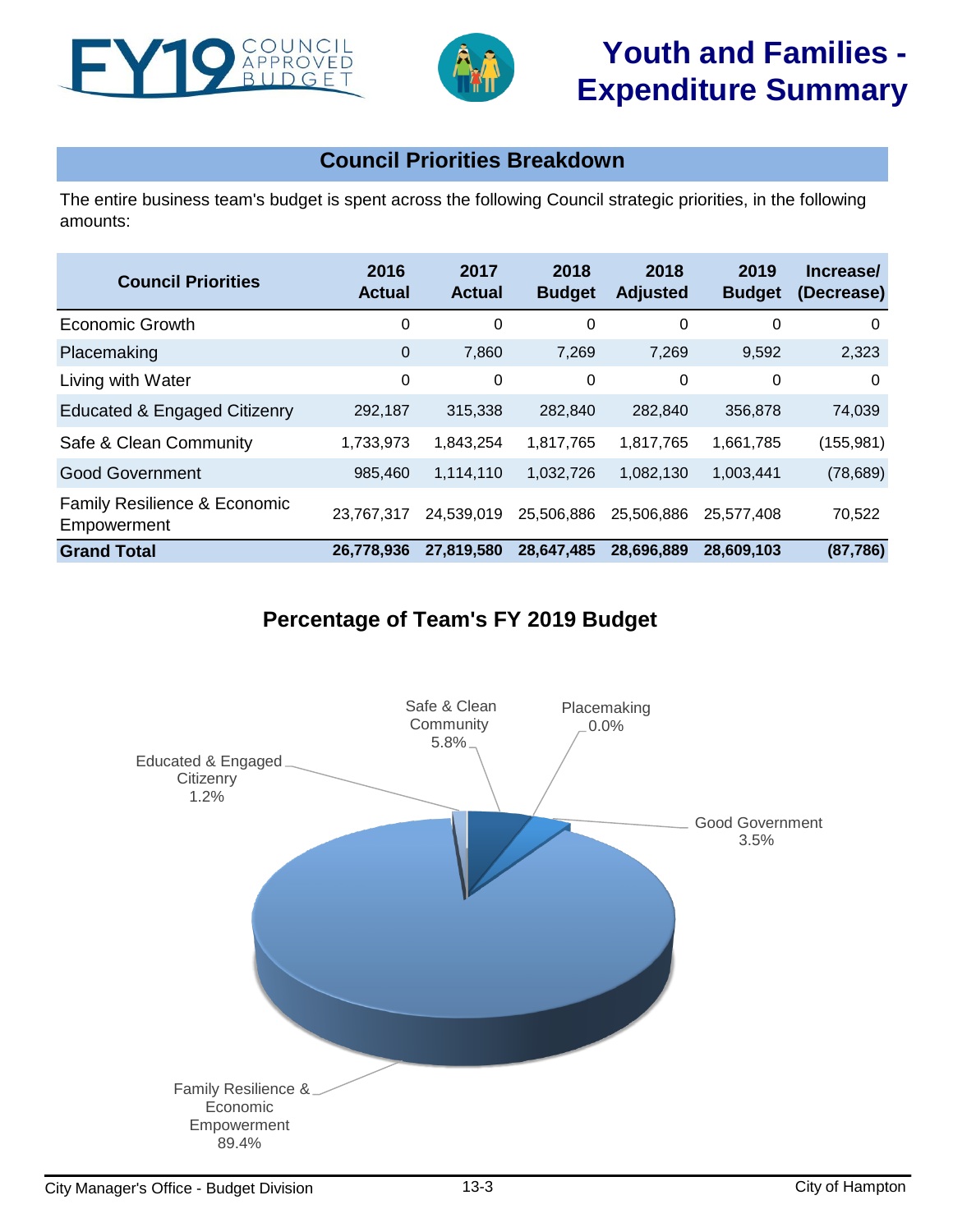# Youth and Families - Expenditure Summary

## Council Priorities Breakdown

The entire business team's budget is spent across the following Council strategic priorities, in the following amounts:

| Council Priorities | 2016 Actual | 2017 Actual | 2018 Budget | 2018 Adjusted | 2019 Budget | Increase/ (Decrease) |
|---|---|---|---|---|---|---|
| Economic Growth | 0 | 0 | 0 | 0 | 0 | 0 |
| Placemaking | 0 | 7,860 | 7,269 | 7,269 | 9,592 | 2,323 |
| Living with Water | 0 | 0 | 0 | 0 | 0 | 0 |
| Educated & Engaged Citizenry | 292,187 | 315,338 | 282,840 | 282,840 | 356,878 | 74,039 |
| Safe & Clean Community | 1,733,973 | 1,843,254 | 1,817,765 | 1,817,765 | 1,661,785 | (155,981) |
| Good Government | 985,460 | 1,114,110 | 1,032,726 | 1,082,130 | 1,003,441 | (78,689) |
| Family Resilience & Economic Empowerment | 23,767,317 | 24,539,019 | 25,506,886 | 25,506,886 | 25,577,408 | 70,522 |
| **Grand Total** | **26,778,936** | **27,819,580** | **28,647,485** | **28,696,889** | **28,609,103** | **(87,786)** |

## Percentage of Team's FY 2019 Budget

- Safe & Clean Community 5.8%
- Placemaking 0.0%
- Educated & Engaged Citizenry 1.2%
- Good Government 3.5%
- Family Resilience & Economic Empowerment 89.4%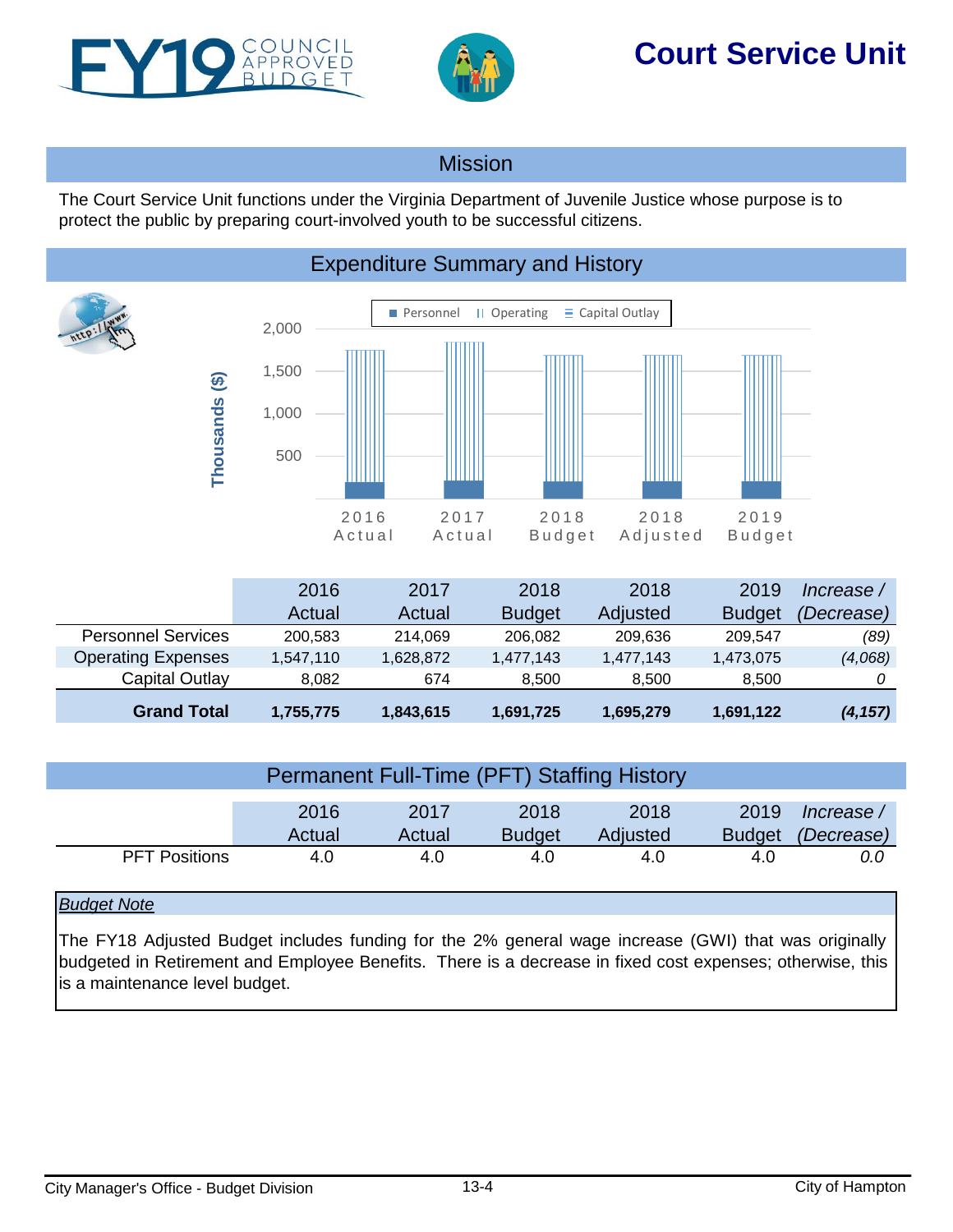# FY19 Council Approved Budget

# Court Service Unit

## Mission

The Court Service Unit functions under the Virginia Department of Juvenile Justice whose purpose is to protect the public by preparing court-involved youth to be successful citizens.

## Expenditure Summary and History

| | 2016 Actual | 2017 Actual | 2018 Budget | 2018 Adjusted | 2019 Budget | *Increase / (Decrease)* |
|---|---|---|---|---|---|---|
| Personnel Services | 200,583 | 214,069 | 206,082 | 209,636 | 209,547 | *(89)* |
| Operating Expenses | 1,547,110 | 1,628,872 | 1,477,143 | 1,477,143 | 1,473,075 | *(4,068)* |
| Capital Outlay | 8,082 | 674 | 8,500 | 8,500 | 8,500 | *0* |
| **Grand Total** | **1,755,775** | **1,843,615** | **1,691,725** | **1,695,279** | **1,691,122** | ***(4,157)*** |

## Permanent Full-Time (PFT) Staffing History

| | 2016 Actual | 2017 Actual | 2018 Budget | 2018 Adjusted | 2019 Budget | *Increase / (Decrease)* |
|---|---|---|---|---|---|---|
| PFT Positions | 4.0 | 4.0 | 4.0 | 4.0 | 4.0 | *0.0* |

*Budget Note*

The FY18 Adjusted Budget includes funding for the 2% general wage increase (GWI) that was originally budgeted in Retirement and Employee Benefits. There is a decrease in fixed cost expenses; otherwise, this is a maintenance level budget.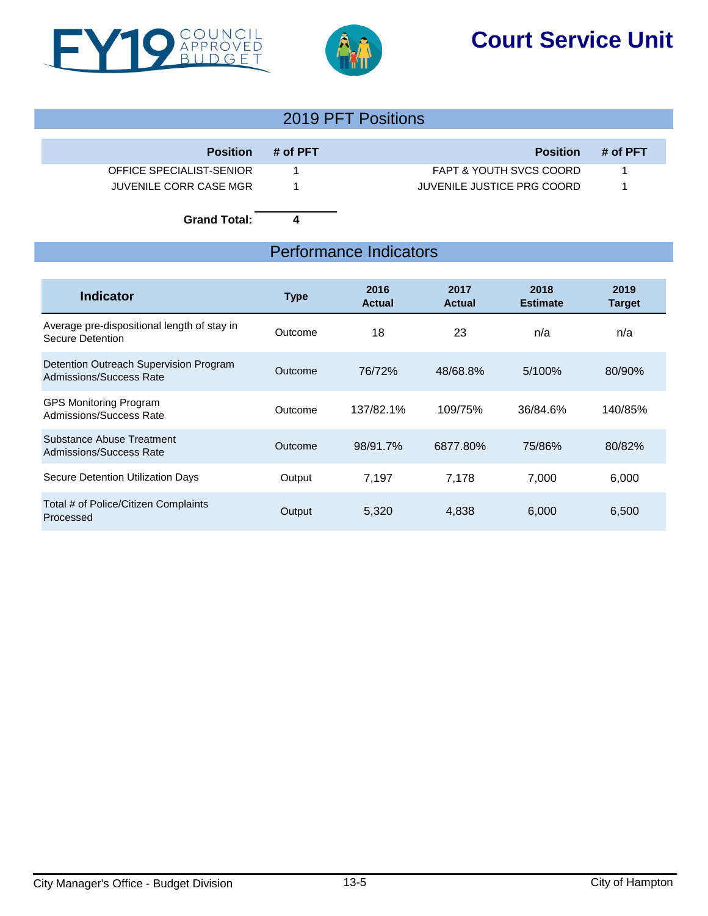# Court Service Unit

## 2019 PFT Positions

| Position | # of PFT | Position | # of PFT |
|---|---|---|---|
| OFFICE SPECIALIST-SENIOR | 1 | FAPT & YOUTH SVCS COORD | 1 |
| JUVENILE CORR CASE MGR | 1 | JUVENILE JUSTICE PRG COORD | 1 |
| **Grand Total:** | **4** | | |

## Performance Indicators

| Indicator | Type | 2016 Actual | 2017 Actual | 2018 Estimate | 2019 Target |
|---|---|---|---|---|---|
| Average pre-dispositional length of stay in Secure Detention | Outcome | 18 | 23 | n/a | n/a |
| Detention Outreach Supervision Program Admissions/Success Rate | Outcome | 76/72% | 48/68.8% | 5/100% | 80/90% |
| GPS Monitoring Program Admissions/Success Rate | Outcome | 137/82.1% | 109/75% | 36/84.6% | 140/85% |
| Substance Abuse Treatment Admissions/Success Rate | Outcome | 98/91.7% | 6877.80% | 75/86% | 80/82% |
| Secure Detention Utilization Days | Output | 7,197 | 7,178 | 7,000 | 6,000 |
| Total # of Police/Citizen Complaints Processed | Output | 5,320 | 4,838 | 6,000 | 6,500 |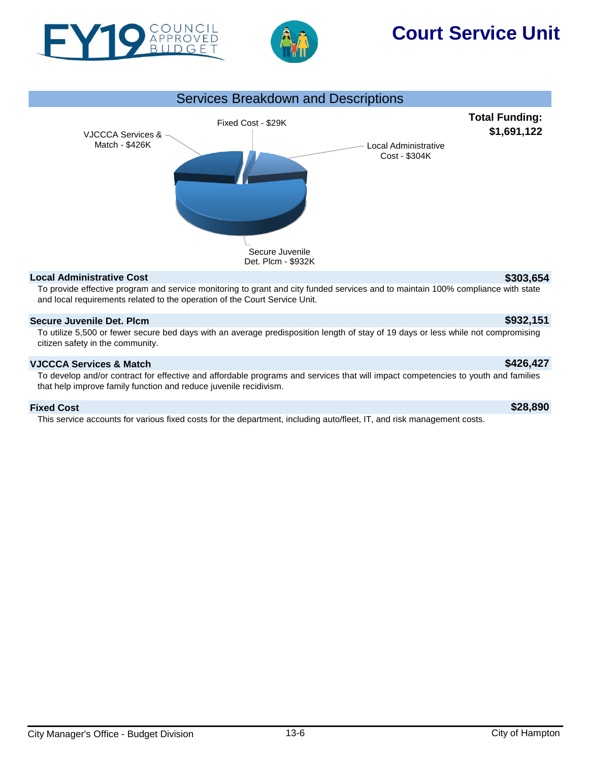# Court Service Unit

FY19 COUNCIL APPROVED BUDGET

## Services Breakdown and Descriptions

**Total Funding: $1,691,122**

Fixed Cost - $29K

VJCCCA Services & Match - $426K

Local Administrative Cost - $304K

Secure Juvenile Det. Plcm - $932K

### Local Administrative Cost — $303,654

To provide effective program and service monitoring to grant and city funded services and to maintain 100% compliance with state and local requirements related to the operation of the Court Service Unit.

### Secure Juvenile Det. Plcm — $932,151

To utilize 5,500 or fewer secure bed days with an average predisposition length of stay of 19 days or less while not compromising citizen safety in the community.

### VJCCCA Services & Match — $426,427

To develop and/or contract for effective and affordable programs and services that will impact competencies to youth and families that help improve family function and reduce juvenile recidivism.

### Fixed Cost — $28,890

This service accounts for various fixed costs for the department, including auto/fleet, IT, and risk management costs.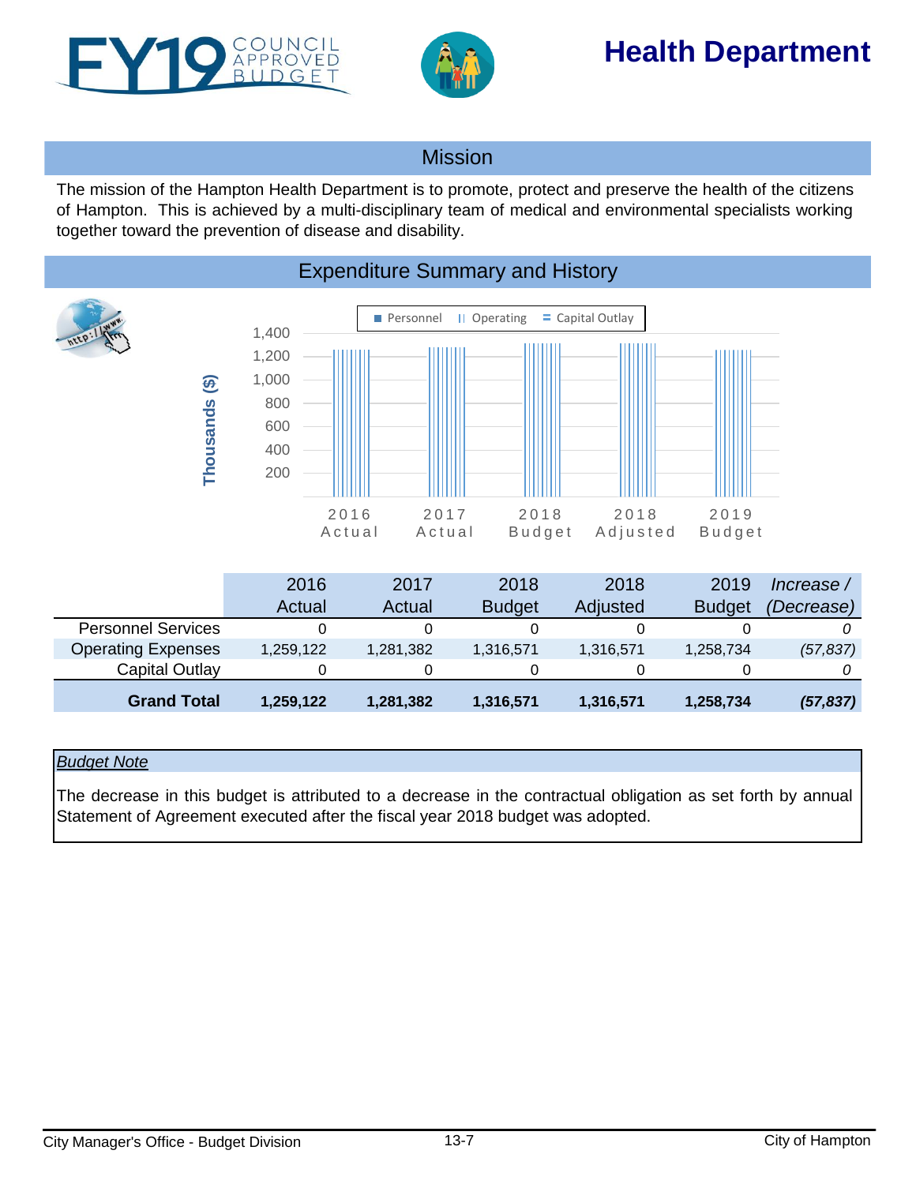# Health Department

## Mission

The mission of the Hampton Health Department is to promote, protect and preserve the health of the citizens of Hampton. This is achieved by a multi-disciplinary team of medical and environmental specialists working together toward the prevention of disease and disability.

## Expenditure Summary and History

|  | 2016 Actual | 2017 Actual | 2018 Budget | 2018 Adjusted | 2019 Budget | *Increase / (Decrease)* |
|---|---|---|---|---|---|---|
| Personnel Services | 0 | 0 | 0 | 0 | 0 | *0* |
| Operating Expenses | 1,259,122 | 1,281,382 | 1,316,571 | 1,316,571 | 1,258,734 | *(57,837)* |
| Capital Outlay | 0 | 0 | 0 | 0 | 0 | *0* |
| **Grand Total** | **1,259,122** | **1,281,382** | **1,316,571** | **1,316,571** | **1,258,734** | ***(57,837)*** |

*Budget Note*

The decrease in this budget is attributed to a decrease in the contractual obligation as set forth by annual Statement of Agreement executed after the fiscal year 2018 budget was adopted.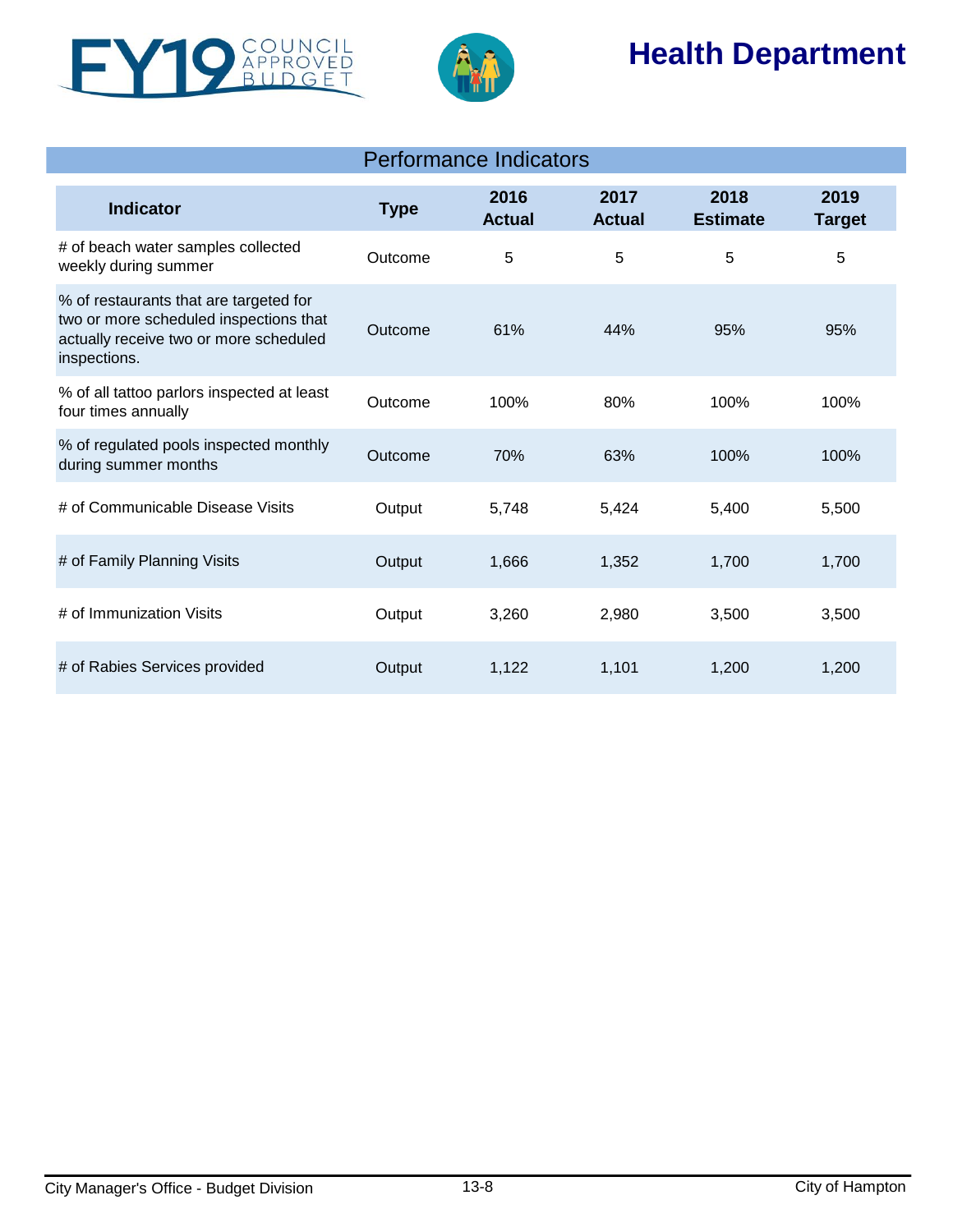# Health Department

## Performance Indicators

| Indicator | Type | 2016 Actual | 2017 Actual | 2018 Estimate | 2019 Target |
|---|---|---|---|---|---|
| # of beach water samples collected weekly during summer | Outcome | 5 | 5 | 5 | 5 |
| % of restaurants that are targeted for two or more scheduled inspections that actually receive two or more scheduled inspections. | Outcome | 61% | 44% | 95% | 95% |
| % of all tattoo parlors inspected at least four times annually | Outcome | 100% | 80% | 100% | 100% |
| % of regulated pools inspected monthly during summer months | Outcome | 70% | 63% | 100% | 100% |
| # of Communicable Disease Visits | Output | 5,748 | 5,424 | 5,400 | 5,500 |
| # of Family Planning Visits | Output | 1,666 | 1,352 | 1,700 | 1,700 |
| # of Immunization Visits | Output | 3,260 | 2,980 | 3,500 | 3,500 |
| # of Rabies Services provided | Output | 1,122 | 1,101 | 1,200 | 1,200 |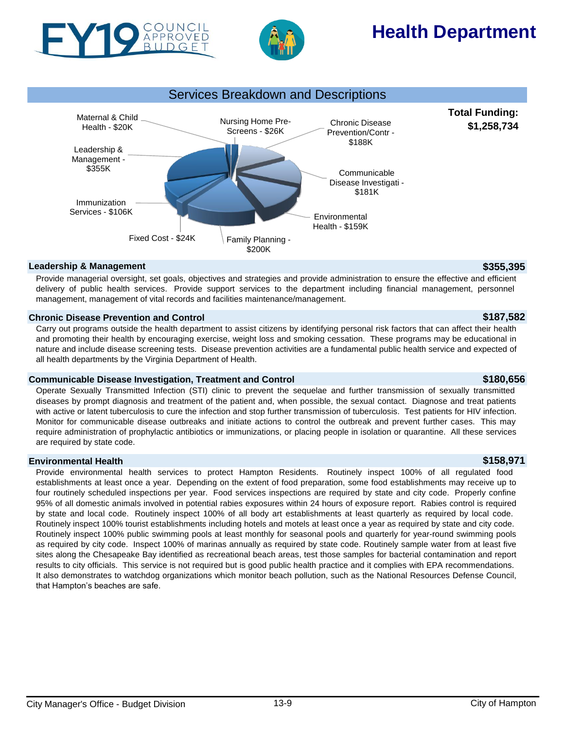# Health Department

FY19 COUNCIL APPROVED BUDGET

## Services Breakdown and Descriptions

**Total Funding: $1,258,734**

- Maternal & Child Health - $20K
- Nursing Home Pre-Screens - $26K
- Chronic Disease Prevention/Contr - $188K
- Leadership & Management - $355K
- Communicable Disease Investigati - $181K
- Immunization Services - $106K
- Environmental Health - $159K
- Fixed Cost - $24K
- Family Planning - $200K

### Leadership & Management — $355,395

Provide managerial oversight, set goals, objectives and strategies and provide administration to ensure the effective and efficient delivery of public health services. Provide support services to the department including financial management, personnel management, management of vital records and facilities maintenance/management.

### Chronic Disease Prevention and Control — $187,582

Carry out programs outside the health department to assist citizens by identifying personal risk factors that can affect their health and promoting their health by encouraging exercise, weight loss and smoking cessation. These programs may be educational in nature and include disease screening tests. Disease prevention activities are a fundamental public health service and expected of all health departments by the Virginia Department of Health.

### Communicable Disease Investigation, Treatment and Control — $180,656

Operate Sexually Transmitted Infection (STI) clinic to prevent the sequelae and further transmission of sexually transmitted diseases by prompt diagnosis and treatment of the patient and, when possible, the sexual contact. Diagnose and treat patients with active or latent tuberculosis to cure the infection and stop further transmission of tuberculosis. Test patients for HIV infection. Monitor for communicable disease outbreaks and initiate actions to control the outbreak and prevent further cases. This may require administration of prophylactic antibiotics or immunizations, or placing people in isolation or quarantine. All these services are required by state code.

### Environmental Health — $158,971

Provide environmental health services to protect Hampton Residents. Routinely inspect 100% of all regulated food establishments at least once a year. Depending on the extent of food preparation, some food establishments may receive up to four routinely scheduled inspections per year. Food services inspections are required by state and city code. Properly confine 95% of all domestic animals involved in potential rabies exposures within 24 hours of exposure report. Rabies control is required by state and local code. Routinely inspect 100% of all body art establishments at least quarterly as required by local code. Routinely inspect 100% tourist establishments including hotels and motels at least once a year as required by state and city code. Routinely inspect 100% public swimming pools at least monthly for seasonal pools and quarterly for year-round swimming pools as required by city code. Inspect 100% of marinas annually as required by state code. Routinely sample water from at least five sites along the Chesapeake Bay identified as recreational beach areas, test those samples for bacterial contamination and report results to city officials. This service is not required but is good public health practice and it complies with EPA recommendations. It also demonstrates to watchdog organizations which monitor beach pollution, such as the National Resources Defense Council, that Hampton's beaches are safe.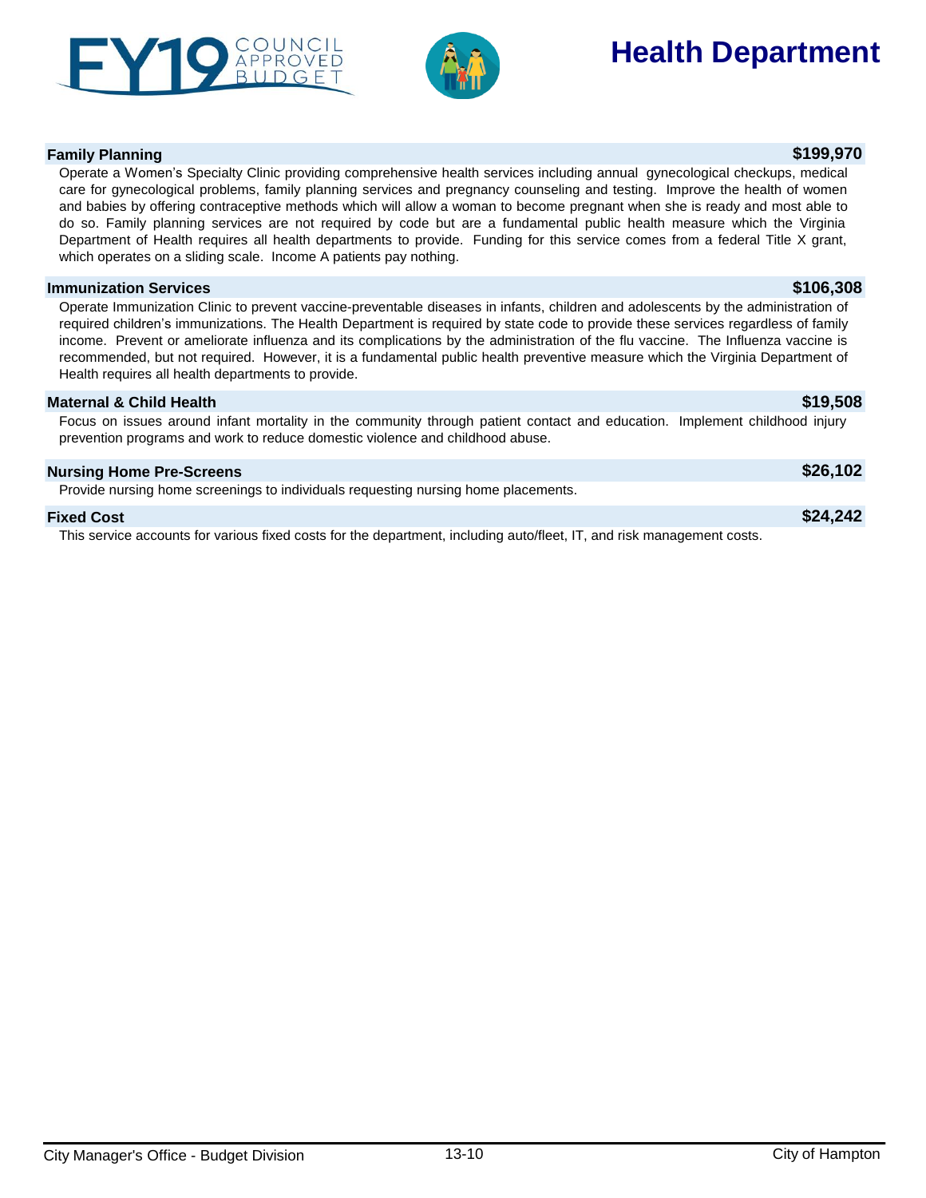# Health Department

### Family Planning — $199,970

Operate a Women's Specialty Clinic providing comprehensive health services including annual gynecological checkups, medical care for gynecological problems, family planning services and pregnancy counseling and testing. Improve the health of women and babies by offering contraceptive methods which will allow a woman to become pregnant when she is ready and most able to do so. Family planning services are not required by code but are a fundamental public health measure which the Virginia Department of Health requires all health departments to provide. Funding for this service comes from a federal Title X grant, which operates on a sliding scale. Income A patients pay nothing.

### Immunization Services — $106,308

Operate Immunization Clinic to prevent vaccine-preventable diseases in infants, children and adolescents by the administration of required children's immunizations. The Health Department is required by state code to provide these services regardless of family income. Prevent or ameliorate influenza and its complications by the administration of the flu vaccine. The Influenza vaccine is recommended, but not required. However, it is a fundamental public health preventive measure which the Virginia Department of Health requires all health departments to provide.

### Maternal & Child Health — $19,508

Focus on issues around infant mortality in the community through patient contact and education. Implement childhood injury prevention programs and work to reduce domestic violence and childhood abuse.

### Nursing Home Pre-Screens — $26,102

Provide nursing home screenings to individuals requesting nursing home placements.

### Fixed Cost — $24,242

This service accounts for various fixed costs for the department, including auto/fleet, IT, and risk management costs.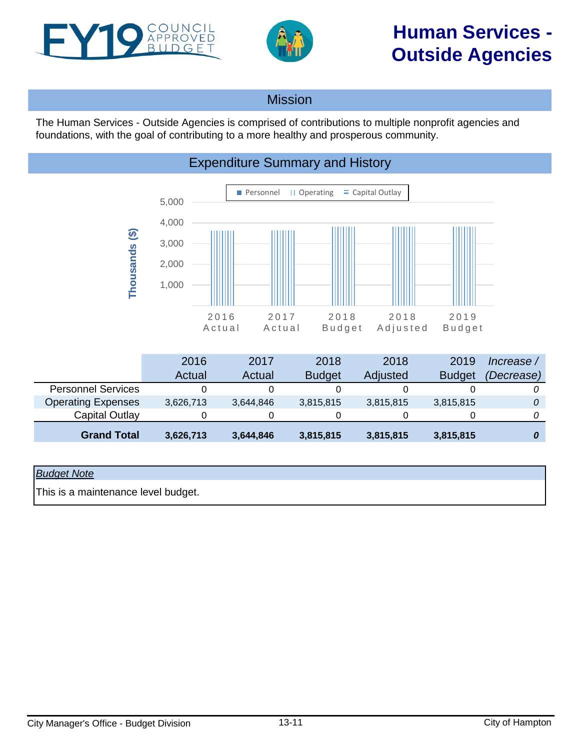# Human Services - Outside Agencies

## Mission

The Human Services - Outside Agencies is comprised of contributions to multiple nonprofit agencies and foundations, with the goal of contributing to a more healthy and prosperous community.

## Expenditure Summary and History

| | 2016 Actual | 2017 Actual | 2018 Budget | 2018 Adjusted | 2019 Budget | *Increase / (Decrease)* |
|---|---|---|---|---|---|---|
| Personnel Services | 0 | 0 | 0 | 0 | 0 | *0* |
| Operating Expenses | 3,626,713 | 3,644,846 | 3,815,815 | 3,815,815 | 3,815,815 | *0* |
| Capital Outlay | 0 | 0 | 0 | 0 | 0 | *0* |
| **Grand Total** | **3,626,713** | **3,644,846** | **3,815,815** | **3,815,815** | **3,815,815** | ***0*** |

*Budget Note*

This is a maintenance level budget.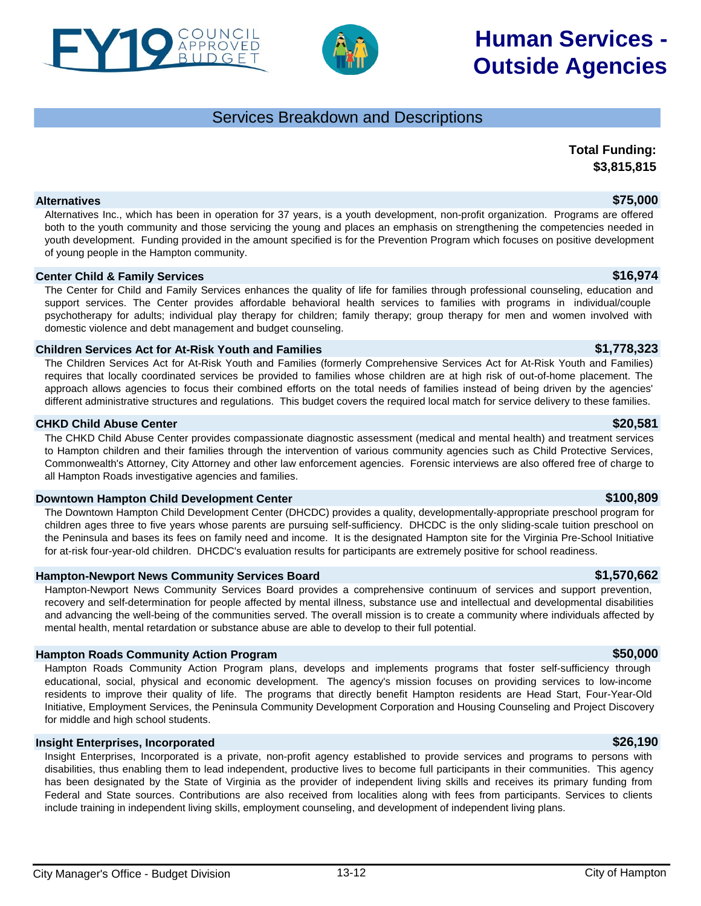# FY19 Council Approved Budget

# Human Services - Outside Agencies

## Services Breakdown and Descriptions

**Total Funding: $3,815,815**

**Alternatives** — **$75,000**

Alternatives Inc., which has been in operation for 37 years, is a youth development, non-profit organization. Programs are offered both to the youth community and those servicing the young and places an emphasis on strengthening the competencies needed in youth development. Funding provided in the amount specified is for the Prevention Program which focuses on positive development of young people in the Hampton community.

**Center Child & Family Services** — **$16,974**

The Center for Child and Family Services enhances the quality of life for families through professional counseling, education and support services. The Center provides affordable behavioral health services to families with programs in individual/couple psychotherapy for adults; individual play therapy for children; family therapy; group therapy for men and women involved with domestic violence and debt management and budget counseling.

**Children Services Act for At-Risk Youth and Families** — **$1,778,323**

The Children Services Act for At-Risk Youth and Families (formerly Comprehensive Services Act for At-Risk Youth and Families) requires that locally coordinated services be provided to families whose children are at high risk of out-of-home placement. The approach allows agencies to focus their combined efforts on the total needs of families instead of being driven by the agencies' different administrative structures and regulations. This budget covers the required local match for service delivery to these families.

**CHKD Child Abuse Center** — **$20,581**

The CHKD Child Abuse Center provides compassionate diagnostic assessment (medical and mental health) and treatment services to Hampton children and their families through the intervention of various community agencies such as Child Protective Services, Commonwealth's Attorney, City Attorney and other law enforcement agencies. Forensic interviews are also offered free of charge to all Hampton Roads investigative agencies and families.

**Downtown Hampton Child Development Center** — **$100,809**

The Downtown Hampton Child Development Center (DHCDC) provides a quality, developmentally-appropriate preschool program for children ages three to five years whose parents are pursuing self-sufficiency. DHCDC is the only sliding-scale tuition preschool on the Peninsula and bases its fees on family need and income. It is the designated Hampton site for the Virginia Pre-School Initiative for at-risk four-year-old children. DHCDC's evaluation results for participants are extremely positive for school readiness.

**Hampton-Newport News Community Services Board** — **$1,570,662**

Hampton-Newport News Community Services Board provides a comprehensive continuum of services and support prevention, recovery and self-determination for people affected by mental illness, substance use and intellectual and developmental disabilities and advancing the well-being of the communities served. The overall mission is to create a community where individuals affected by mental health, mental retardation or substance abuse are able to develop to their full potential.

**Hampton Roads Community Action Program** — **$50,000**

Hampton Roads Community Action Program plans, develops and implements programs that foster self-sufficiency through educational, social, physical and economic development. The agency's mission focuses on providing services to low-income residents to improve their quality of life. The programs that directly benefit Hampton residents are Head Start, Four-Year-Old Initiative, Employment Services, the Peninsula Community Development Corporation and Housing Counseling and Project Discovery for middle and high school students.

**Insight Enterprises, Incorporated** — **$26,190**

Insight Enterprises, Incorporated is a private, non-profit agency established to provide services and programs to persons with disabilities, thus enabling them to lead independent, productive lives to become full participants in their communities. This agency has been designated by the State of Virginia as the provider of independent living skills and receives its primary funding from Federal and State sources. Contributions are also received from localities along with fees from participants. Services to clients include training in independent living skills, employment counseling, and development of independent living plans.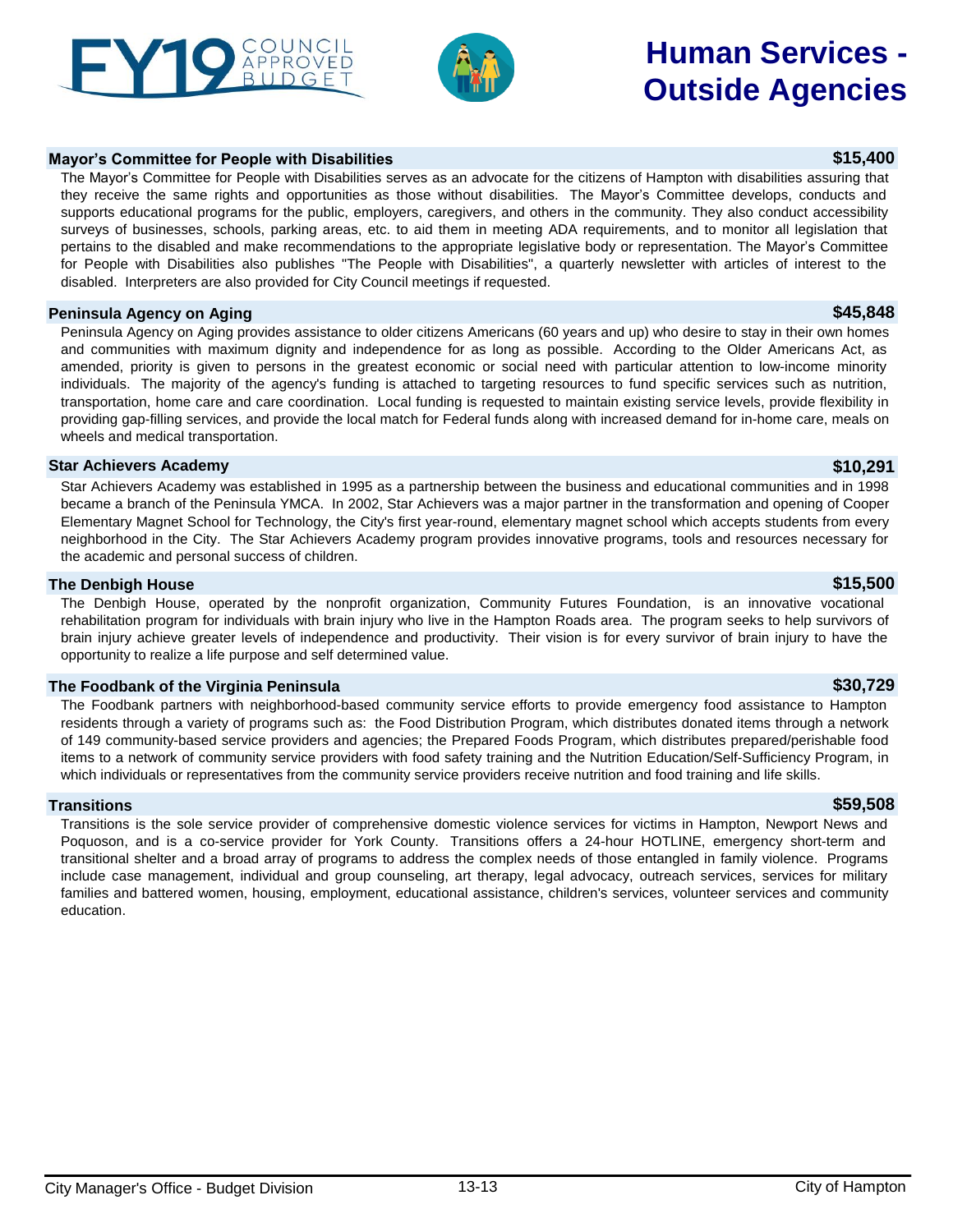# Human Services - Outside Agencies

## Mayor's Committee for People with Disabilities — $15,400

The Mayor's Committee for People with Disabilities serves as an advocate for the citizens of Hampton with disabilities assuring that they receive the same rights and opportunities as those without disabilities. The Mayor's Committee develops, conducts and supports educational programs for the public, employers, caregivers, and others in the community. They also conduct accessibility surveys of businesses, schools, parking areas, etc. to aid them in meeting ADA requirements, and to monitor all legislation that pertains to the disabled and make recommendations to the appropriate legislative body or representation. The Mayor's Committee for People with Disabilities also publishes "The People with Disabilities", a quarterly newsletter with articles of interest to the disabled. Interpreters are also provided for City Council meetings if requested.

## Peninsula Agency on Aging — $45,848

Peninsula Agency on Aging provides assistance to older citizens Americans (60 years and up) who desire to stay in their own homes and communities with maximum dignity and independence for as long as possible. According to the Older Americans Act, as amended, priority is given to persons in the greatest economic or social need with particular attention to low-income minority individuals. The majority of the agency's funding is attached to targeting resources to fund specific services such as nutrition, transportation, home care and care coordination. Local funding is requested to maintain existing service levels, provide flexibility in providing gap-filling services, and provide the local match for Federal funds along with increased demand for in-home care, meals on wheels and medical transportation.

## Star Achievers Academy — $10,291

Star Achievers Academy was established in 1995 as a partnership between the business and educational communities and in 1998 became a branch of the Peninsula YMCA. In 2002, Star Achievers was a major partner in the transformation and opening of Cooper Elementary Magnet School for Technology, the City's first year-round, elementary magnet school which accepts students from every neighborhood in the City. The Star Achievers Academy program provides innovative programs, tools and resources necessary for the academic and personal success of children.

## The Denbigh House — $15,500

The Denbigh House, operated by the nonprofit organization, Community Futures Foundation, is an innovative vocational rehabilitation program for individuals with brain injury who live in the Hampton Roads area. The program seeks to help survivors of brain injury achieve greater levels of independence and productivity. Their vision is for every survivor of brain injury to have the opportunity to realize a life purpose and self determined value.

## The Foodbank of the Virginia Peninsula — $30,729

The Foodbank partners with neighborhood-based community service efforts to provide emergency food assistance to Hampton residents through a variety of programs such as: the Food Distribution Program, which distributes donated items through a network of 149 community-based service providers and agencies; the Prepared Foods Program, which distributes prepared/perishable food items to a network of community service providers with food safety training and the Nutrition Education/Self-Sufficiency Program, in which individuals or representatives from the community service providers receive nutrition and food training and life skills.

## Transitions — $59,508

Transitions is the sole service provider of comprehensive domestic violence services for victims in Hampton, Newport News and Poquoson, and is a co-service provider for York County. Transitions offers a 24-hour HOTLINE, emergency short-term and transitional shelter and a broad array of programs to address the complex needs of those entangled in family violence. Programs include case management, individual and group counseling, art therapy, legal advocacy, outreach services, services for military families and battered women, housing, employment, educational assistance, children's services, volunteer services and community education.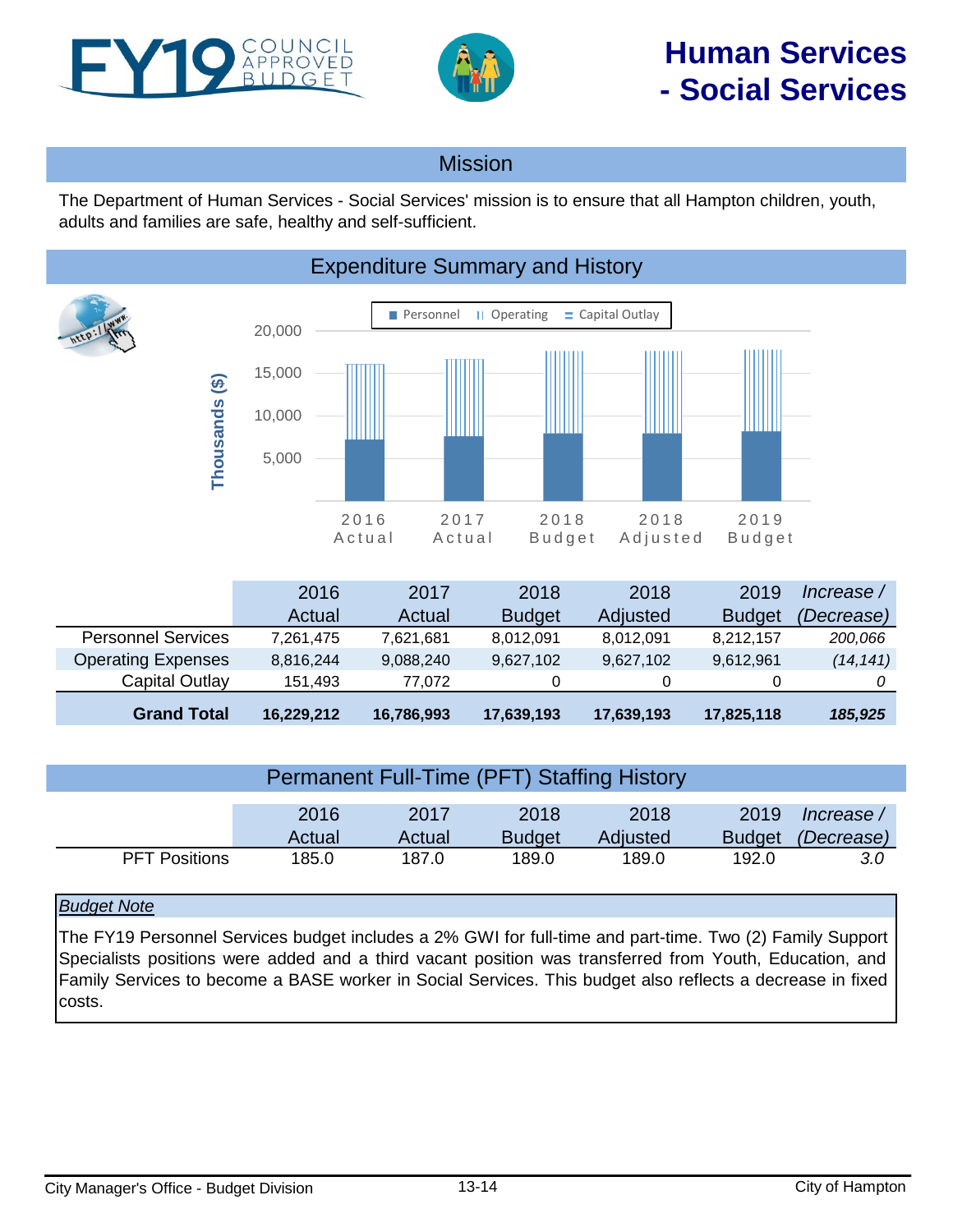# Human Services - Social Services

FY19 COUNCIL APPROVED BUDGET

## Mission

The Department of Human Services - Social Services' mission is to ensure that all Hampton children, youth, adults and families are safe, healthy and self-sufficient.

## Expenditure Summary and History

|  | 2016 Actual | 2017 Actual | 2018 Budget | 2018 Adjusted | 2019 Budget | *Increase / (Decrease)* |
|---|---|---|---|---|---|---|
| Personnel Services | 7,261,475 | 7,621,681 | 8,012,091 | 8,012,091 | 8,212,157 | *200,066* |
| Operating Expenses | 8,816,244 | 9,088,240 | 9,627,102 | 9,627,102 | 9,612,961 | *(14,141)* |
| Capital Outlay | 151,493 | 77,072 | 0 | 0 | 0 | *0* |
| **Grand Total** | **16,229,212** | **16,786,993** | **17,639,193** | **17,639,193** | **17,825,118** | ***185,925*** |

## Permanent Full-Time (PFT) Staffing History

|  | 2016 Actual | 2017 Actual | 2018 Budget | 2018 Adjusted | 2019 Budget | *Increase / (Decrease)* |
|---|---|---|---|---|---|---|
| PFT Positions | 185.0 | 187.0 | 189.0 | 189.0 | 192.0 | *3.0* |

*Budget Note*

The FY19 Personnel Services budget includes a 2% GWI for full-time and part-time. Two (2) Family Support Specialists positions were added and a third vacant position was transferred from Youth, Education, and Family Services to become a BASE worker in Social Services. This budget also reflects a decrease in fixed costs.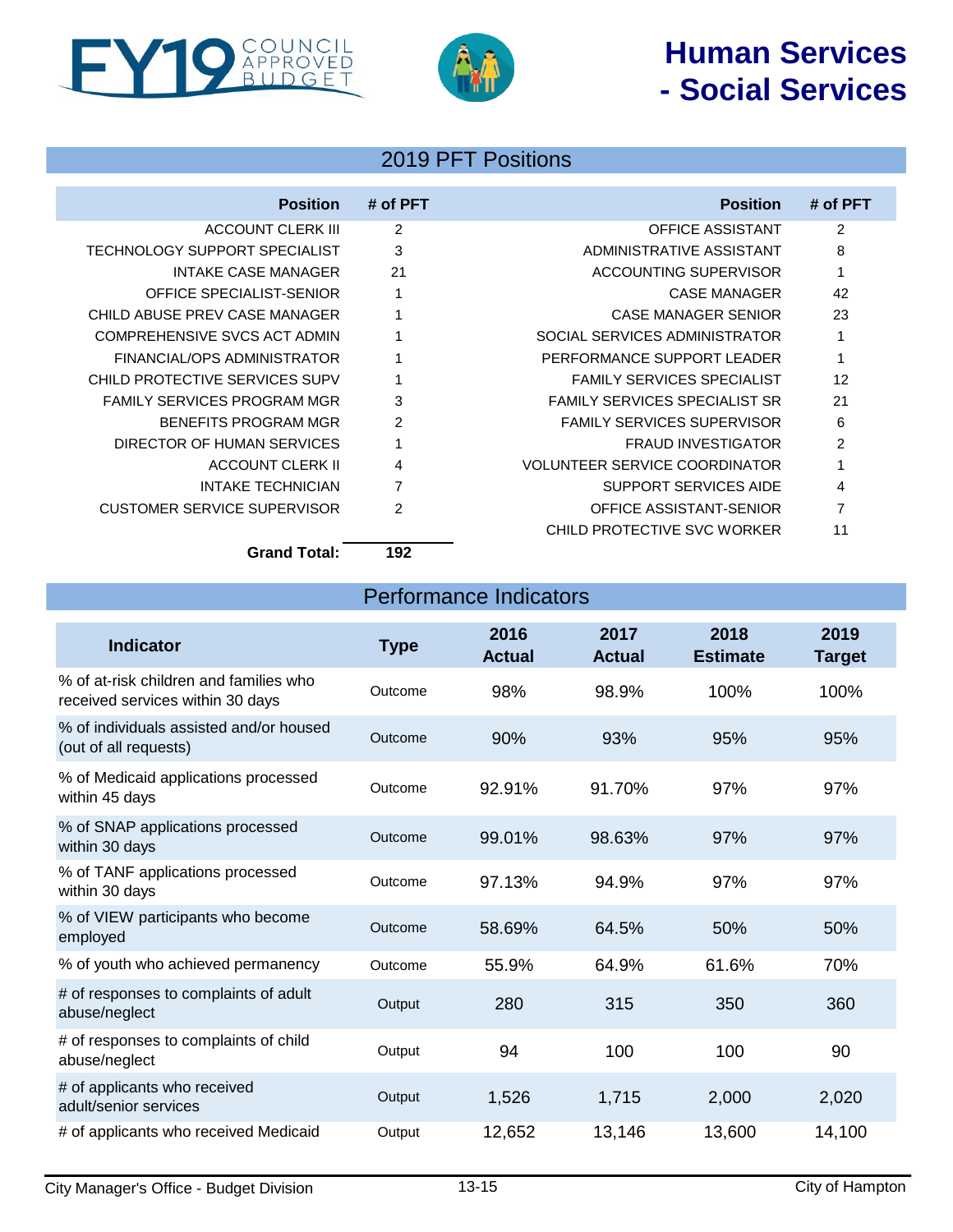# Human Services - Social Services

FY19 COUNCIL APPROVED BUDGET

## 2019 PFT Positions

| Position | # of PFT | Position | # of PFT |
|---|---|---|---|
| ACCOUNT CLERK III | 2 | OFFICE ASSISTANT | 2 |
| TECHNOLOGY SUPPORT SPECIALIST | 3 | ADMINISTRATIVE ASSISTANT | 8 |
| INTAKE CASE MANAGER | 21 | ACCOUNTING SUPERVISOR | 1 |
| OFFICE SPECIALIST-SENIOR | 1 | CASE MANAGER | 42 |
| CHILD ABUSE PREV CASE MANAGER | 1 | CASE MANAGER SENIOR | 23 |
| COMPREHENSIVE SVCS ACT ADMIN | 1 | SOCIAL SERVICES ADMINISTRATOR | 1 |
| FINANCIAL/OPS ADMINISTRATOR | 1 | PERFORMANCE SUPPORT LEADER | 1 |
| CHILD PROTECTIVE SERVICES SUPV | 1 | FAMILY SERVICES SPECIALIST | 12 |
| FAMILY SERVICES PROGRAM MGR | 3 | FAMILY SERVICES SPECIALIST SR | 21 |
| BENEFITS PROGRAM MGR | 2 | FAMILY SERVICES SUPERVISOR | 6 |
| DIRECTOR OF HUMAN SERVICES | 1 | FRAUD INVESTIGATOR | 2 |
| ACCOUNT CLERK II | 4 | VOLUNTEER SERVICE COORDINATOR | 1 |
| INTAKE TECHNICIAN | 7 | SUPPORT SERVICES AIDE | 4 |
| CUSTOMER SERVICE SUPERVISOR | 2 | OFFICE ASSISTANT-SENIOR | 7 |
| | | CHILD PROTECTIVE SVC WORKER | 11 |
| **Grand Total:** | **192** | | |

## Performance Indicators

| Indicator | Type | 2016 Actual | 2017 Actual | 2018 Estimate | 2019 Target |
|---|---|---|---|---|---|
| % of at-risk children and families who received services within 30 days | Outcome | 98% | 98.9% | 100% | 100% |
| % of individuals assisted and/or housed (out of all requests) | Outcome | 90% | 93% | 95% | 95% |
| % of Medicaid applications processed within 45 days | Outcome | 92.91% | 91.70% | 97% | 97% |
| % of SNAP applications processed within 30 days | Outcome | 99.01% | 98.63% | 97% | 97% |
| % of TANF applications processed within 30 days | Outcome | 97.13% | 94.9% | 97% | 97% |
| % of VIEW participants who become employed | Outcome | 58.69% | 64.5% | 50% | 50% |
| % of youth who achieved permanency | Outcome | 55.9% | 64.9% | 61.6% | 70% |
| # of responses to complaints of adult abuse/neglect | Output | 280 | 315 | 350 | 360 |
| # of responses to complaints of child abuse/neglect | Output | 94 | 100 | 100 | 90 |
| # of applicants who received adult/senior services | Output | 1,526 | 1,715 | 2,000 | 2,020 |
| # of applicants who received Medicaid | Output | 12,652 | 13,146 | 13,600 | 14,100 |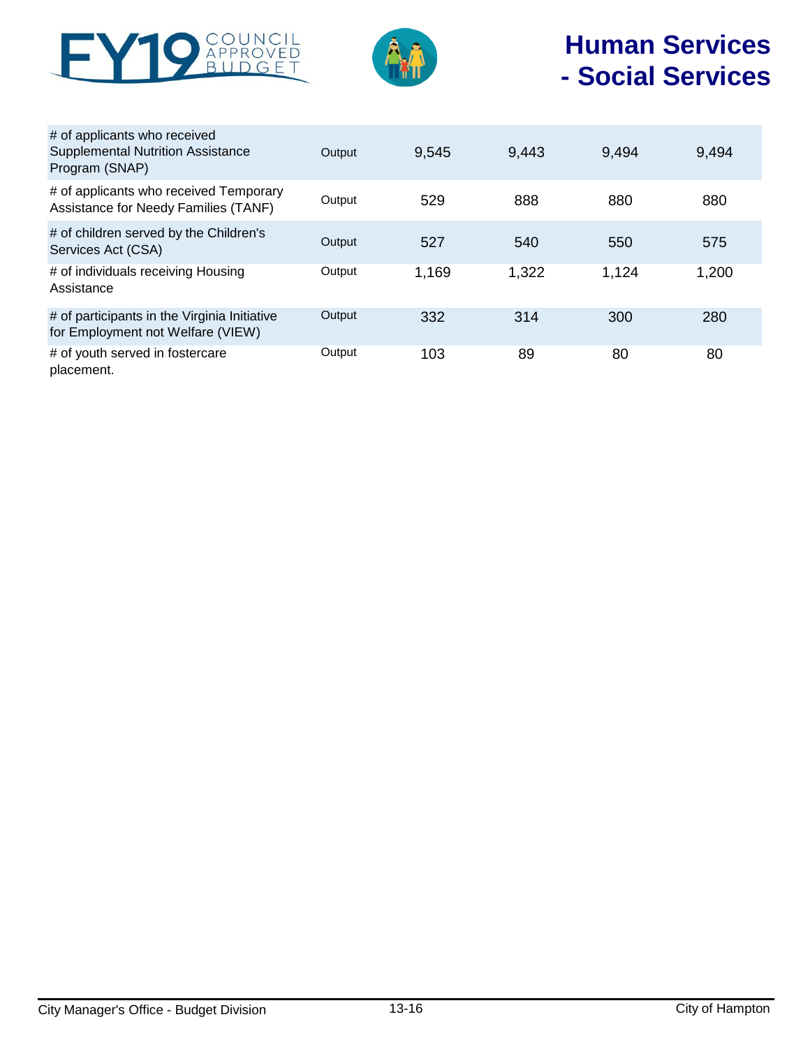# Human Services - Social Services

| | | | | | |
|---|---|---|---|---|---|
| # of applicants who received Supplemental Nutrition Assistance Program (SNAP) | Output | 9,545 | 9,443 | 9,494 | 9,494 |
| # of applicants who received Temporary Assistance for Needy Families (TANF) | Output | 529 | 888 | 880 | 880 |
| # of children served by the Children's Services Act (CSA) | Output | 527 | 540 | 550 | 575 |
| # of individuals receiving Housing Assistance | Output | 1,169 | 1,322 | 1,124 | 1,200 |
| # of participants in the Virginia Initiative for Employment not Welfare (VIEW) | Output | 332 | 314 | 300 | 280 |
| # of youth served in fostercare placement. | Output | 103 | 89 | 80 | 80 |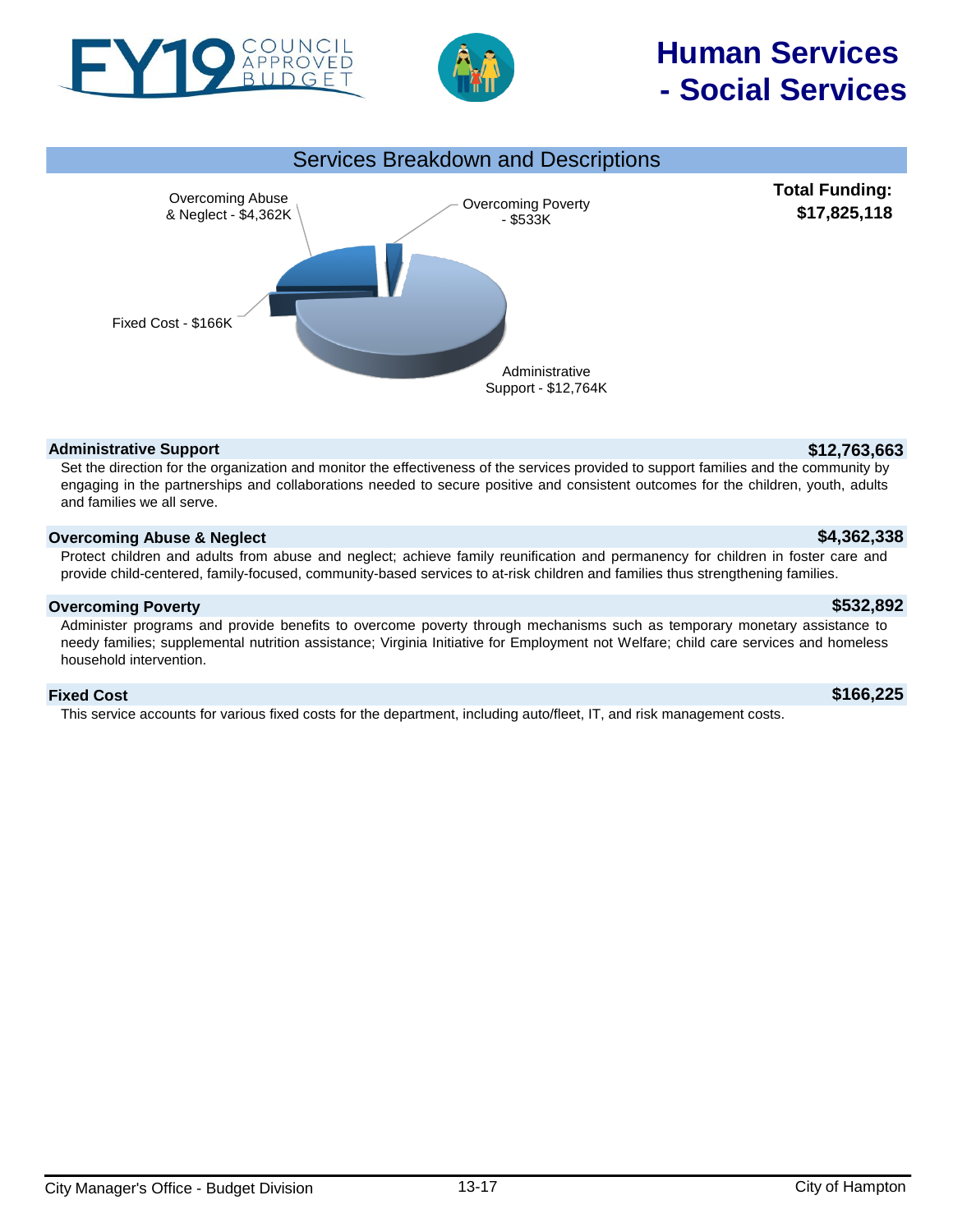# Human Services - Social Services

FY19 COUNCIL APPROVED BUDGET

## Services Breakdown and Descriptions

**Total Funding: $17,825,118**

Overcoming Abuse & Neglect - $4,362K

Overcoming Poverty - $533K

Fixed Cost - $166K

Administrative Support - $12,764K

### Administrative Support — $12,763,663

Set the direction for the organization and monitor the effectiveness of the services provided to support families and the community by engaging in the partnerships and collaborations needed to secure positive and consistent outcomes for the children, youth, adults and families we all serve.

### Overcoming Abuse & Neglect — $4,362,338

Protect children and adults from abuse and neglect; achieve family reunification and permanency for children in foster care and provide child-centered, family-focused, community-based services to at-risk children and families thus strengthening families.

### Overcoming Poverty — $532,892

Administer programs and provide benefits to overcome poverty through mechanisms such as temporary monetary assistance to needy families; supplemental nutrition assistance; Virginia Initiative for Employment not Welfare; child care services and homeless household intervention.

### Fixed Cost — $166,225

This service accounts for various fixed costs for the department, including auto/fleet, IT, and risk management costs.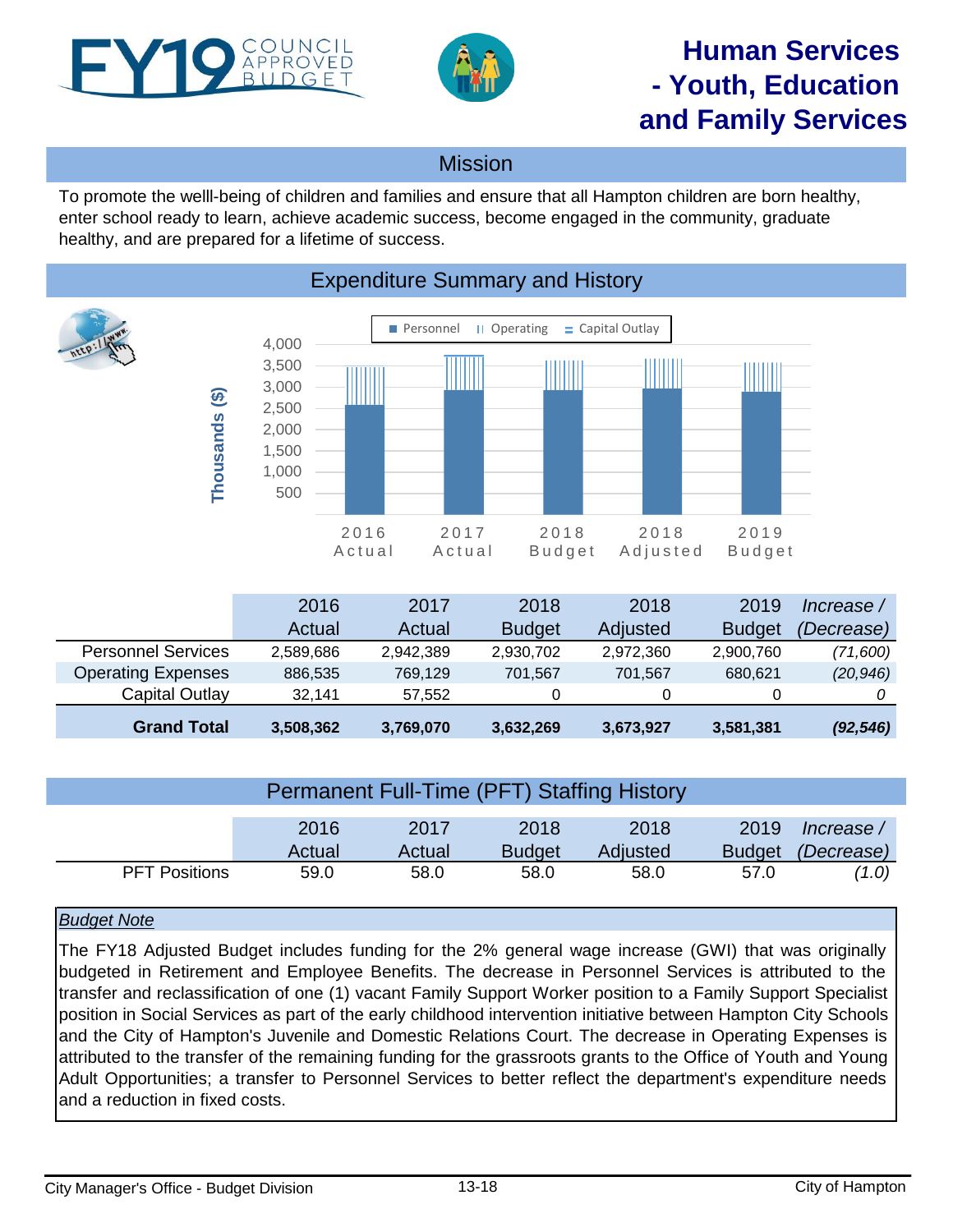# FY19 Council Approved Budget

# Human Services - Youth, Education and Family Services

## Mission

To promote the welll-being of children and families and ensure that all Hampton children are born healthy, enter school ready to learn, achieve academic success, become engaged in the community, graduate healthy, and are prepared for a lifetime of success.

## Expenditure Summary and History

|  | 2016 Actual | 2017 Actual | 2018 Budget | 2018 Adjusted | 2019 Budget | *Increase / (Decrease)* |
|---|---|---|---|---|---|---|
| Personnel Services | 2,589,686 | 2,942,389 | 2,930,702 | 2,972,360 | 2,900,760 | *(71,600)* |
| Operating Expenses | 886,535 | 769,129 | 701,567 | 701,567 | 680,621 | *(20,946)* |
| Capital Outlay | 32,141 | 57,552 | 0 | 0 | 0 | *0* |
| **Grand Total** | **3,508,362** | **3,769,070** | **3,632,269** | **3,673,927** | **3,581,381** | ***(92,546)*** |

## Permanent Full-Time (PFT) Staffing History

|  | 2016 Actual | 2017 Actual | 2018 Budget | 2018 Adjusted | 2019 Budget | *Increase / (Decrease)* |
|---|---|---|---|---|---|---|
| PFT Positions | 59.0 | 58.0 | 58.0 | 58.0 | 57.0 | *(1.0)* |

*Budget Note*

The FY18 Adjusted Budget includes funding for the 2% general wage increase (GWI) that was originally budgeted in Retirement and Employee Benefits. The decrease in Personnel Services is attributed to the transfer and reclassification of one (1) vacant Family Support Worker position to a Family Support Specialist position in Social Services as part of the early childhood intervention initiative between Hampton City Schools and the City of Hampton's Juvenile and Domestic Relations Court. The decrease in Operating Expenses is attributed to the transfer of the remaining funding for the grassroots grants to the Office of Youth and Young Adult Opportunities; a transfer to Personnel Services to better reflect the department's expenditure needs and a reduction in fixed costs.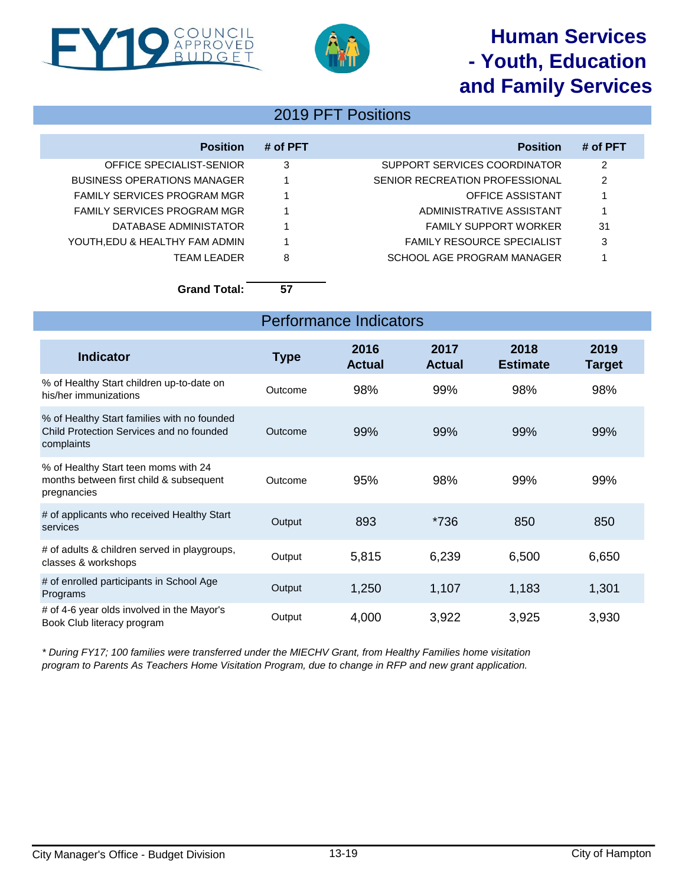# Human Services - Youth, Education and Family Services

## 2019 PFT Positions

| Position | # of PFT | Position | # of PFT |
|---|---|---|---|
| OFFICE SPECIALIST-SENIOR | 3 | SUPPORT SERVICES COORDINATOR | 2 |
| BUSINESS OPERATIONS MANAGER | 1 | SENIOR RECREATION PROFESSIONAL | 2 |
| FAMILY SERVICES PROGRAM MGR | 1 | OFFICE ASSISTANT | 1 |
| FAMILY SERVICES PROGRAM MGR | 1 | ADMINISTRATIVE ASSISTANT | 1 |
| DATABASE ADMINISTATOR | 1 | FAMILY SUPPORT WORKER | 31 |
| YOUTH,EDU & HEALTHY FAM ADMIN | 1 | FAMILY RESOURCE SPECIALIST | 3 |
| TEAM LEADER | 8 | SCHOOL AGE PROGRAM MANAGER | 1 |

**Grand Total: 57**

## Performance Indicators

| Indicator | Type | 2016 Actual | 2017 Actual | 2018 Estimate | 2019 Target |
|---|---|---|---|---|---|
| % of Healthy Start children up-to-date on his/her immunizations | Outcome | 98% | 99% | 98% | 98% |
| % of Healthy Start families with no founded Child Protection Services and no founded complaints | Outcome | 99% | 99% | 99% | 99% |
| % of Healthy Start teen moms with 24 months between first child & subsequent pregnancies | Outcome | 95% | 98% | 99% | 99% |
| # of applicants who received Healthy Start services | Output | 893 | *736 | 850 | 850 |
| # of adults & children served in playgroups, classes & workshops | Output | 5,815 | 6,239 | 6,500 | 6,650 |
| # of enrolled participants in School Age Programs | Output | 1,250 | 1,107 | 1,183 | 1,301 |
| # of 4-6 year olds involved in the Mayor's Book Club literacy program | Output | 4,000 | 3,922 | 3,925 | 3,930 |

*\* During FY17; 100 families were transferred under the MIECHV Grant, from Healthy Families home visitation program to Parents As Teachers Home Visitation Program, due to change in RFP and new grant application.*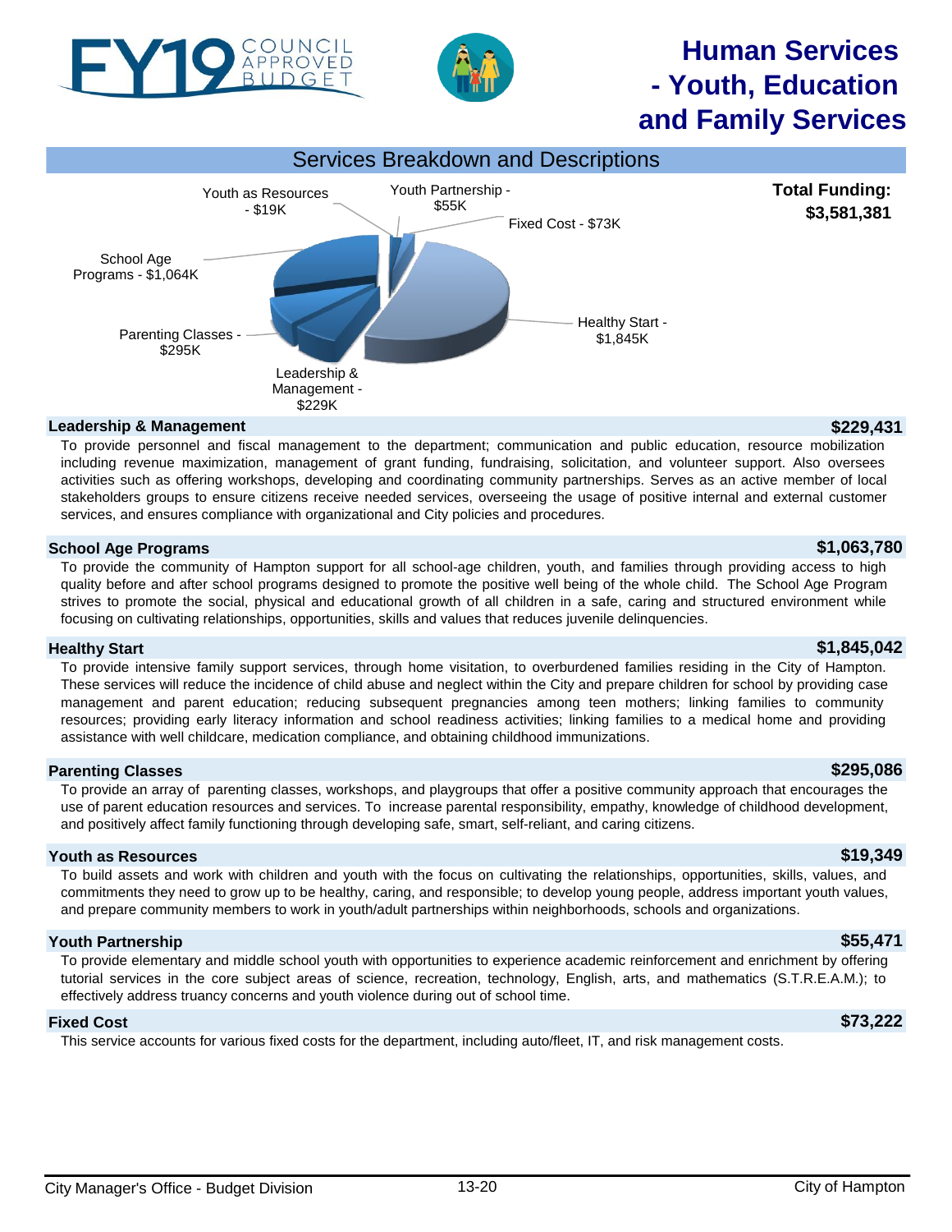# FY19 COUNCIL APPROVED BUDGET

# Human Services - Youth, Education and Family Services

## Services Breakdown and Descriptions

Youth as Resources - $19K
Youth Partnership - $55K
Fixed Cost - $73K
School Age Programs - $1,064K
Healthy Start - $1,845K
Parenting Classes - $295K
Leadership & Management - $229K

**Total Funding: $3,581,381**

### Leadership & Management — $229,431

To provide personnel and fiscal management to the department; communication and public education, resource mobilization including revenue maximization, management of grant funding, fundraising, solicitation, and volunteer support. Also oversees activities such as offering workshops, developing and coordinating community partnerships. Serves as an active member of local stakeholders groups to ensure citizens receive needed services, overseeing the usage of positive internal and external customer services, and ensures compliance with organizational and City policies and procedures.

### School Age Programs — $1,063,780

To provide the community of Hampton support for all school-age children, youth, and families through providing access to high quality before and after school programs designed to promote the positive well being of the whole child. The School Age Program strives to promote the social, physical and educational growth of all children in a safe, caring and structured environment while focusing on cultivating relationships, opportunities, skills and values that reduces juvenile delinquencies.

### Healthy Start — $1,845,042

To provide intensive family support services, through home visitation, to overburdened families residing in the City of Hampton. These services will reduce the incidence of child abuse and neglect within the City and prepare children for school by providing case management and parent education; reducing subsequent pregnancies among teen mothers; linking families to community resources; providing early literacy information and school readiness activities; linking families to a medical home and providing assistance with well childcare, medication compliance, and obtaining childhood immunizations.

### Parenting Classes — $295,086

To provide an array of parenting classes, workshops, and playgroups that offer a positive community approach that encourages the use of parent education resources and services. To increase parental responsibility, empathy, knowledge of childhood development, and positively affect family functioning through developing safe, smart, self-reliant, and caring citizens.

### Youth as Resources — $19,349

To build assets and work with children and youth with the focus on cultivating the relationships, opportunities, skills, values, and commitments they need to grow up to be healthy, caring, and responsible; to develop young people, address important youth values, and prepare community members to work in youth/adult partnerships within neighborhoods, schools and organizations.

### Youth Partnership — $55,471

To provide elementary and middle school youth with opportunities to experience academic reinforcement and enrichment by offering tutorial services in the core subject areas of science, recreation, technology, English, arts, and mathematics (S.T.R.E.A.M.); to effectively address truancy concerns and youth violence during out of school time.

### Fixed Cost — $73,222

This service accounts for various fixed costs for the department, including auto/fleet, IT, and risk management costs.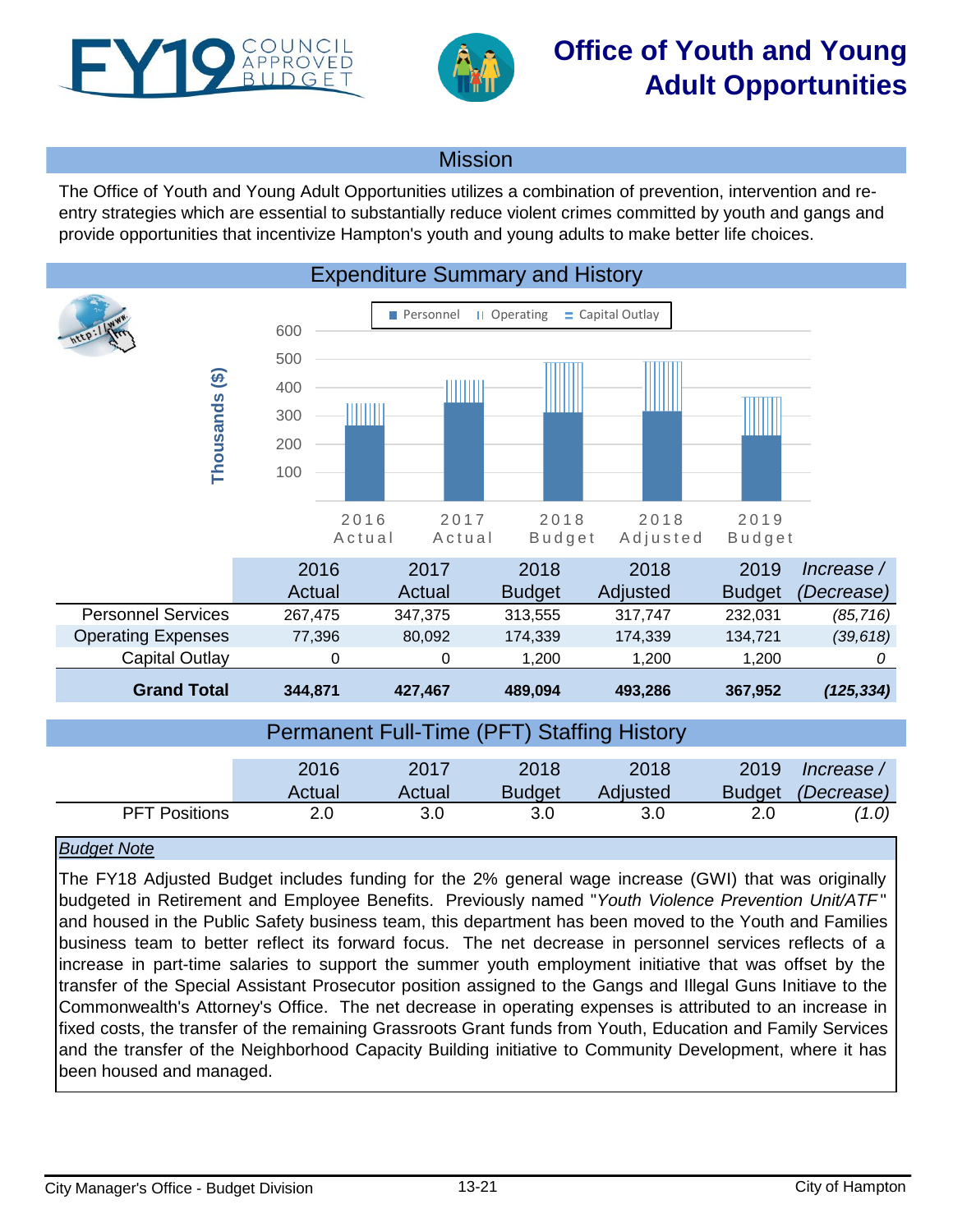# FY19 Council Approved Budget

# Office of Youth and Young Adult Opportunities

## Mission

The Office of Youth and Young Adult Opportunities utilizes a combination of prevention, intervention and re-entry strategies which are essential to substantially reduce violent crimes committed by youth and gangs and provide opportunities that incentivize Hampton's youth and young adults to make better life choices.

## Expenditure Summary and History

| | 2016 Actual | 2017 Actual | 2018 Budget | 2018 Adjusted | 2019 Budget | *Increase / (Decrease)* |
|---|---|---|---|---|---|---|
| Personnel Services | 267,475 | 347,375 | 313,555 | 317,747 | 232,031 | *(85,716)* |
| Operating Expenses | 77,396 | 80,092 | 174,339 | 174,339 | 134,721 | *(39,618)* |
| Capital Outlay | 0 | 0 | 1,200 | 1,200 | 1,200 | *0* |
| **Grand Total** | **344,871** | **427,467** | **489,094** | **493,286** | **367,952** | ***(125,334)*** |

## Permanent Full-Time (PFT) Staffing History

| | 2016 Actual | 2017 Actual | 2018 Budget | 2018 Adjusted | 2019 Budget | *Increase / (Decrease)* |
|---|---|---|---|---|---|---|
| PFT Positions | 2.0 | 3.0 | 3.0 | 3.0 | 2.0 | *(1.0)* |

### *Budget Note*

The FY18 Adjusted Budget includes funding for the 2% general wage increase (GWI) that was originally budgeted in Retirement and Employee Benefits. Previously named "*Youth Violence Prevention Unit/ATF*" and housed in the Public Safety business team, this department has been moved to the Youth and Families business team to better reflect its forward focus. The net decrease in personnel services reflects of a increase in part-time salaries to support the summer youth employment initiative that was offset by the transfer of the Special Assistant Prosecutor position assigned to the Gangs and Illegal Guns Initiave to the Commonwealth's Attorney's Office. The net decrease in operating expenses is attributed to an increase in fixed costs, the transfer of the remaining Grassroots Grant funds from Youth, Education and Family Services and the transfer of the Neighborhood Capacity Building initiative to Community Development, where it has been housed and managed.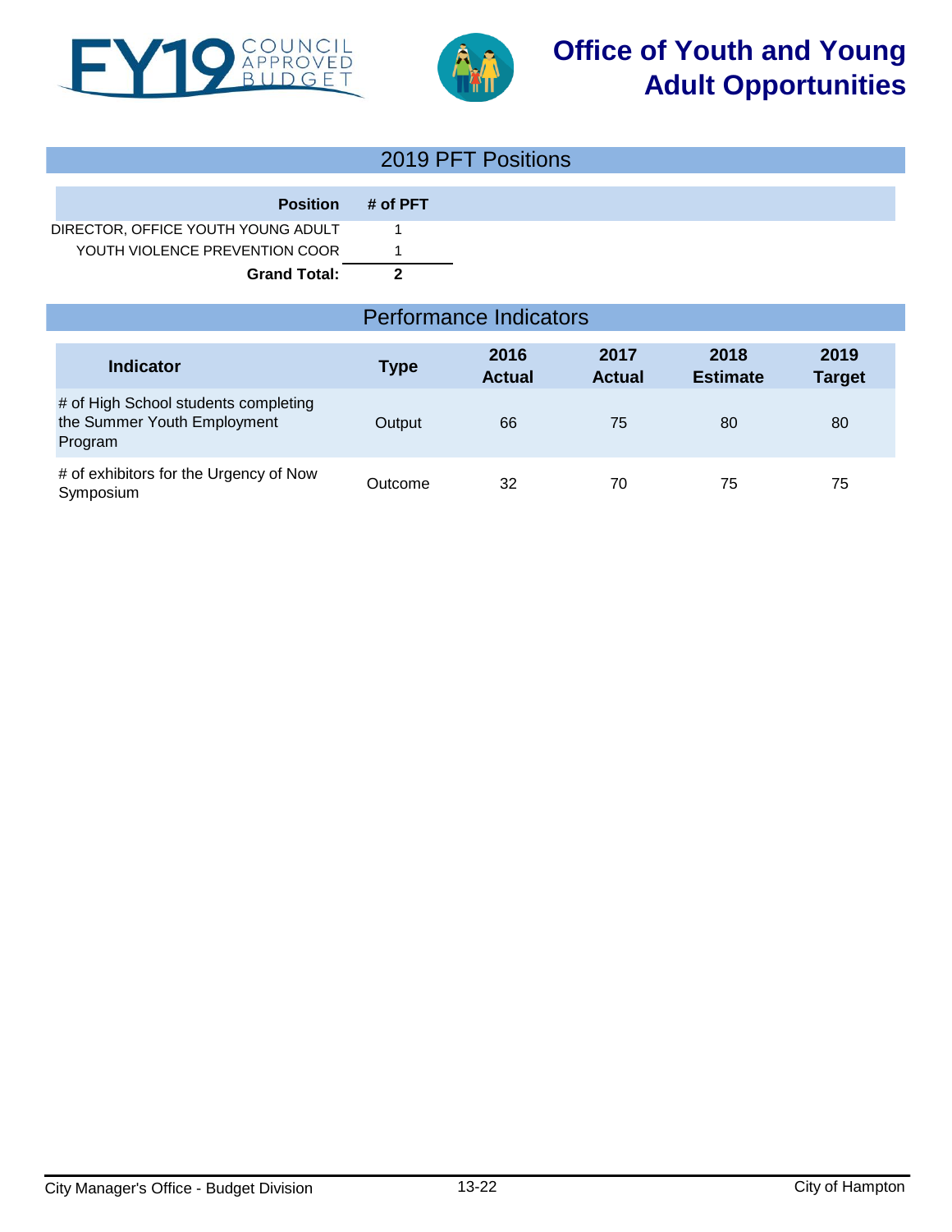# Office of Youth and Young Adult Opportunities

## 2019 PFT Positions

| Position | # of PFT |
|---|---|
| DIRECTOR, OFFICE YOUTH YOUNG ADULT | 1 |
| YOUTH VIOLENCE PREVENTION COOR | 1 |
| **Grand Total:** | **2** |

## Performance Indicators

| Indicator | Type | 2016 Actual | 2017 Actual | 2018 Estimate | 2019 Target |
|---|---|---|---|---|---|
| # of High School students completing the Summer Youth Employment Program | Output | 66 | 75 | 80 | 80 |
| # of exhibitors for the Urgency of Now Symposium | Outcome | 32 | 70 | 75 | 75 |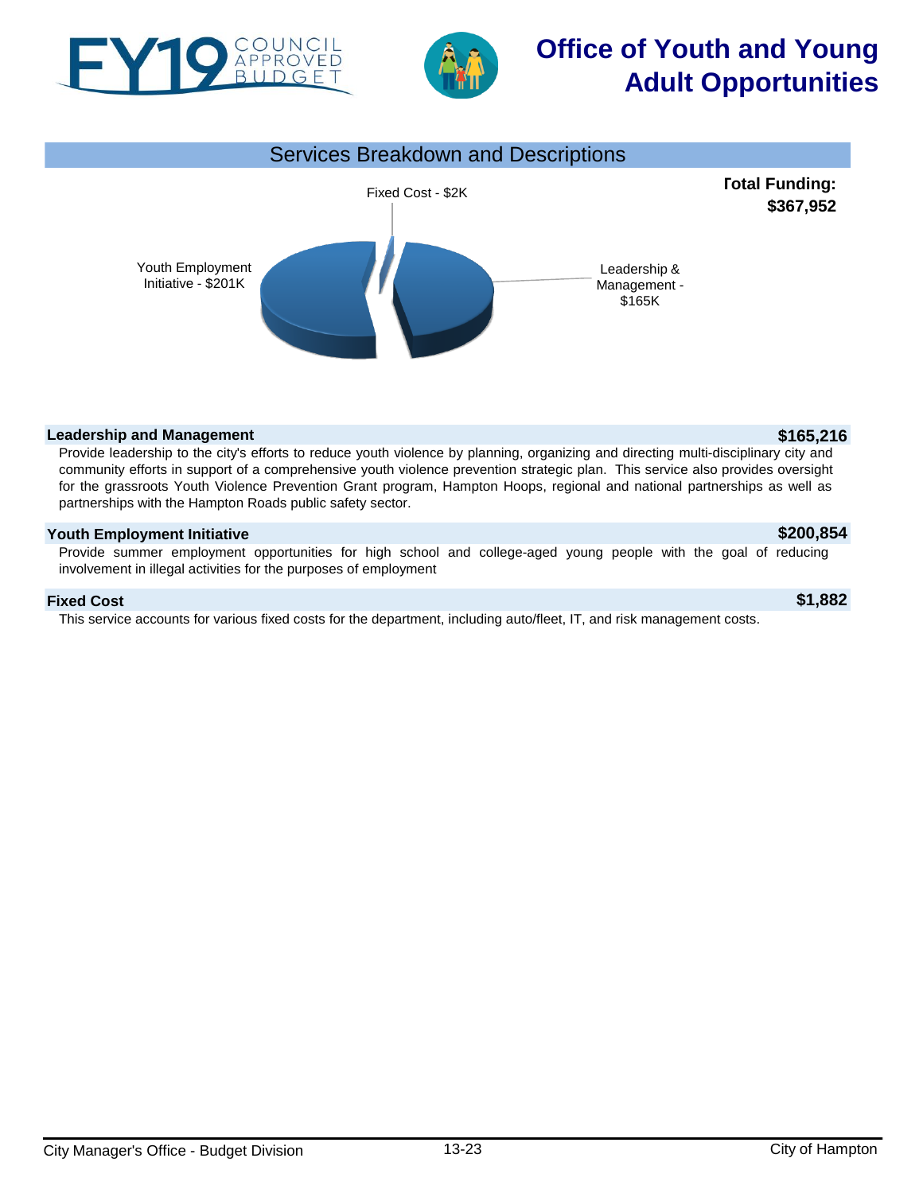# Office of Youth and Young Adult Opportunities

FY19 COUNCIL APPROVED BUDGET

## Services Breakdown and Descriptions

**Total Funding: $367,952**

Fixed Cost - $2K

Youth Employment Initiative - $201K

Leadership & Management - $165K

### Leadership and Management — $165,216

Provide leadership to the city's efforts to reduce youth violence by planning, organizing and directing multi-disciplinary city and community efforts in support of a comprehensive youth violence prevention strategic plan. This service also provides oversight for the grassroots Youth Violence Prevention Grant program, Hampton Hoops, regional and national partnerships as well as partnerships with the Hampton Roads public safety sector.

### Youth Employment Initiative — $200,854

Provide summer employment opportunities for high school and college-aged young people with the goal of reducing involvement in illegal activities for the purposes of employment

### Fixed Cost — $1,882

This service accounts for various fixed costs for the department, including auto/fleet, IT, and risk management costs.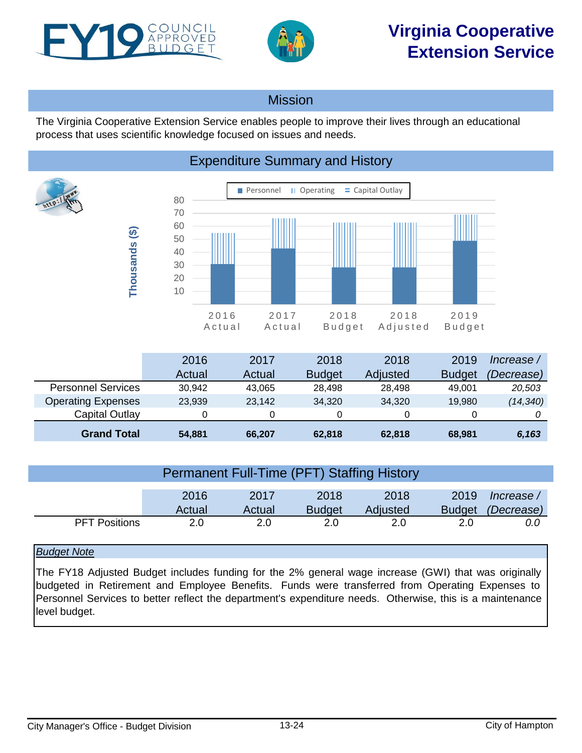# Virginia Cooperative Extension Service

FY19 COUNCIL APPROVED BUDGET

## Mission

The Virginia Cooperative Extension Service enables people to improve their lives through an educational process that uses scientific knowledge focused on issues and needs.

## Expenditure Summary and History

| | 2016 Actual | 2017 Actual | 2018 Budget | 2018 Adjusted | 2019 Budget | *Increase / (Decrease)* |
|---|---|---|---|---|---|---|
| Personnel Services | 30,942 | 43,065 | 28,498 | 28,498 | 49,001 | *20,503* |
| Operating Expenses | 23,939 | 23,142 | 34,320 | 34,320 | 19,980 | *(14,340)* |
| Capital Outlay | 0 | 0 | 0 | 0 | 0 | *0* |
| **Grand Total** | **54,881** | **66,207** | **62,818** | **62,818** | **68,981** | ***6,163*** |

## Permanent Full-Time (PFT) Staffing History

| | 2016 Actual | 2017 Actual | 2018 Budget | 2018 Adjusted | 2019 Budget | *Increase / (Decrease)* |
|---|---|---|---|---|---|---|
| PFT Positions | 2.0 | 2.0 | 2.0 | 2.0 | 2.0 | *0.0* |

*Budget Note*

The FY18 Adjusted Budget includes funding for the 2% general wage increase (GWI) that was originally budgeted in Retirement and Employee Benefits. Funds were transferred from Operating Expenses to Personnel Services to better reflect the department's expenditure needs. Otherwise, this is a maintenance level budget.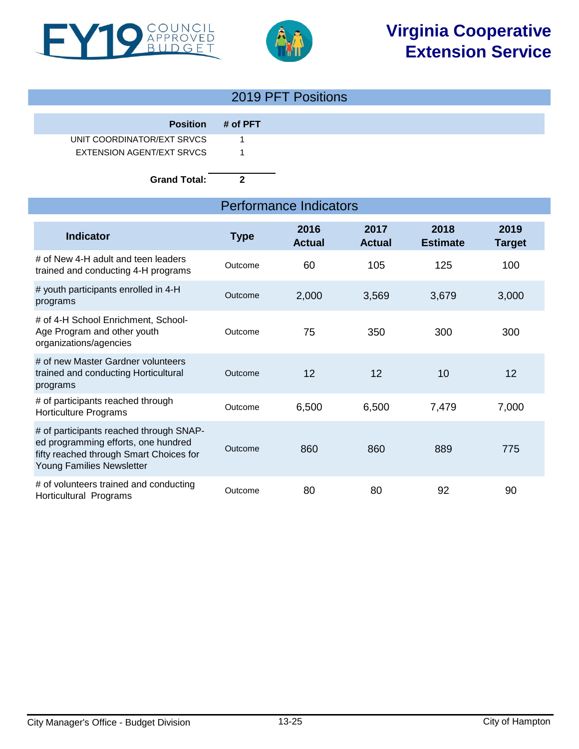# Virginia Cooperative Extension Service

FY19 COUNCIL APPROVED BUDGET

## 2019 PFT Positions

| Position | # of PFT |
|---|---|
| UNIT COORDINATOR/EXT SRVCS | 1 |
| EXTENSION AGENT/EXT SRVCS | 1 |
| **Grand Total:** | **2** |

## Performance Indicators

| Indicator | Type | 2016 Actual | 2017 Actual | 2018 Estimate | 2019 Target |
|---|---|---|---|---|---|
| # of New 4-H adult and teen leaders trained and conducting 4-H programs | Outcome | 60 | 105 | 125 | 100 |
| # youth participants enrolled in 4-H programs | Outcome | 2,000 | 3,569 | 3,679 | 3,000 |
| # of 4-H School Enrichment, School-Age Program and other youth organizations/agencies | Outcome | 75 | 350 | 300 | 300 |
| # of new Master Gardner volunteers trained and conducting Horticultural programs | Outcome | 12 | 12 | 10 | 12 |
| # of participants reached through Horticulture Programs | Outcome | 6,500 | 6,500 | 7,479 | 7,000 |
| # of participants reached through SNAP-ed programming efforts, one hundred fifty reached through Smart Choices for Young Families Newsletter | Outcome | 860 | 860 | 889 | 775 |
| # of volunteers trained and conducting Horticultural Programs | Outcome | 80 | 80 | 92 | 90 |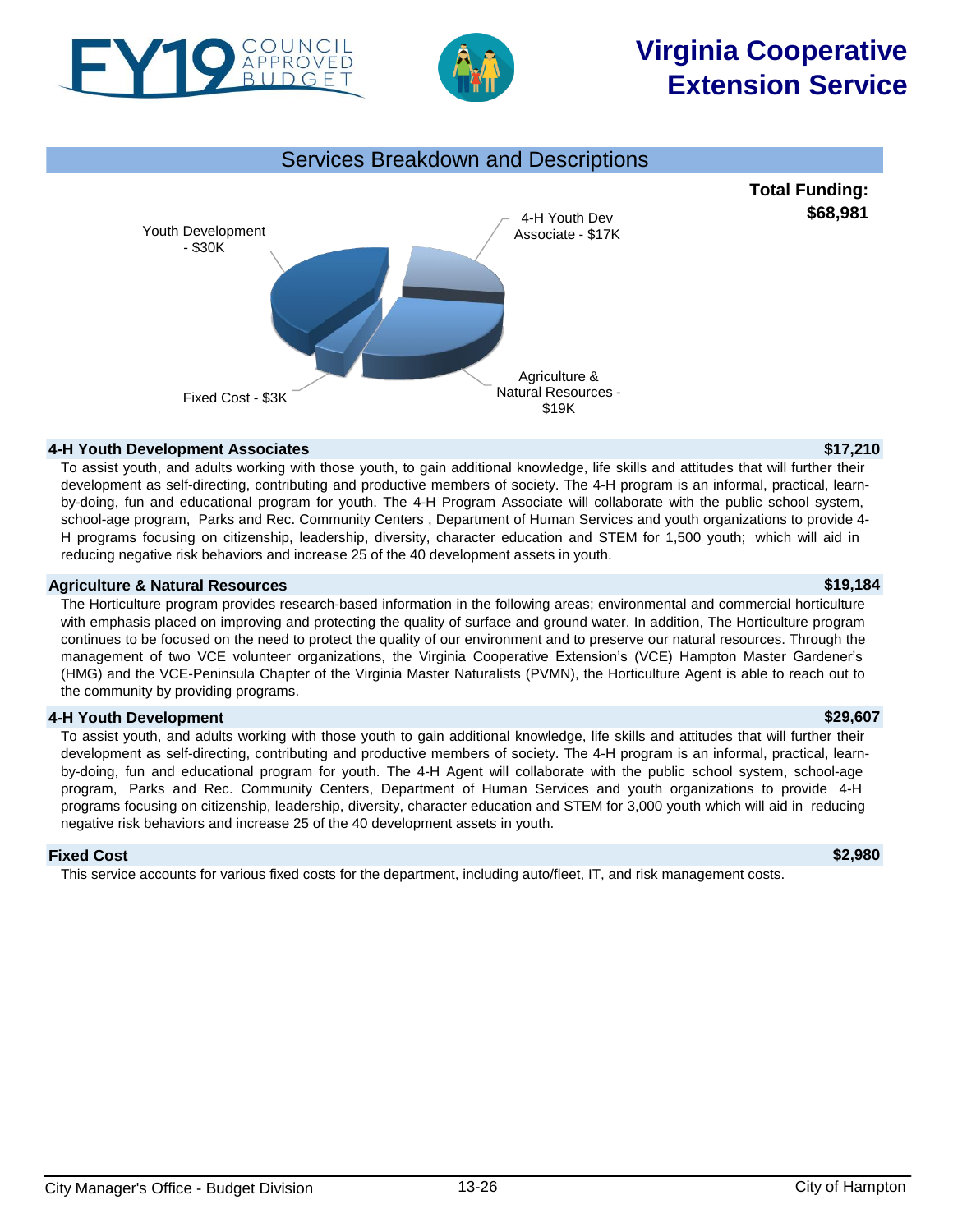# Virginia Cooperative Extension Service

FY19 COUNCIL APPROVED BUDGET

## Services Breakdown and Descriptions

**Total Funding: $68,981**

Youth Development - $30K

4-H Youth Dev Associate - $17K

Agriculture & Natural Resources - $19K

Fixed Cost - $3K

### 4-H Youth Development Associates — $17,210

To assist youth, and adults working with those youth, to gain additional knowledge, life skills and attitudes that will further their development as self-directing, contributing and productive members of society. The 4-H program is an informal, practical, learn-by-doing, fun and educational program for youth. The 4-H Program Associate will collaborate with the public school system, school-age program, Parks and Rec. Community Centers , Department of Human Services and youth organizations to provide 4-H programs focusing on citizenship, leadership, diversity, character education and STEM for 1,500 youth; which will aid in reducing negative risk behaviors and increase 25 of the 40 development assets in youth.

### Agriculture & Natural Resources — $19,184

The Horticulture program provides research-based information in the following areas; environmental and commercial horticulture with emphasis placed on improving and protecting the quality of surface and ground water. In addition, The Horticulture program continues to be focused on the need to protect the quality of our environment and to preserve our natural resources. Through the management of two VCE volunteer organizations, the Virginia Cooperative Extension's (VCE) Hampton Master Gardener's (HMG) and the VCE-Peninsula Chapter of the Virginia Master Naturalists (PVMN), the Horticulture Agent is able to reach out to the community by providing programs.

### 4-H Youth Development — $29,607

To assist youth, and adults working with those youth to gain additional knowledge, life skills and attitudes that will further their development as self-directing, contributing and productive members of society. The 4-H program is an informal, practical, learn-by-doing, fun and educational program for youth. The 4-H Agent will collaborate with the public school system, school-age program, Parks and Rec. Community Centers, Department of Human Services and youth organizations to provide 4-H programs focusing on citizenship, leadership, diversity, character education and STEM for 3,000 youth which will aid in reducing negative risk behaviors and increase 25 of the 40 development assets in youth.

### Fixed Cost — $2,980

This service accounts for various fixed costs for the department, including auto/fleet, IT, and risk management costs.